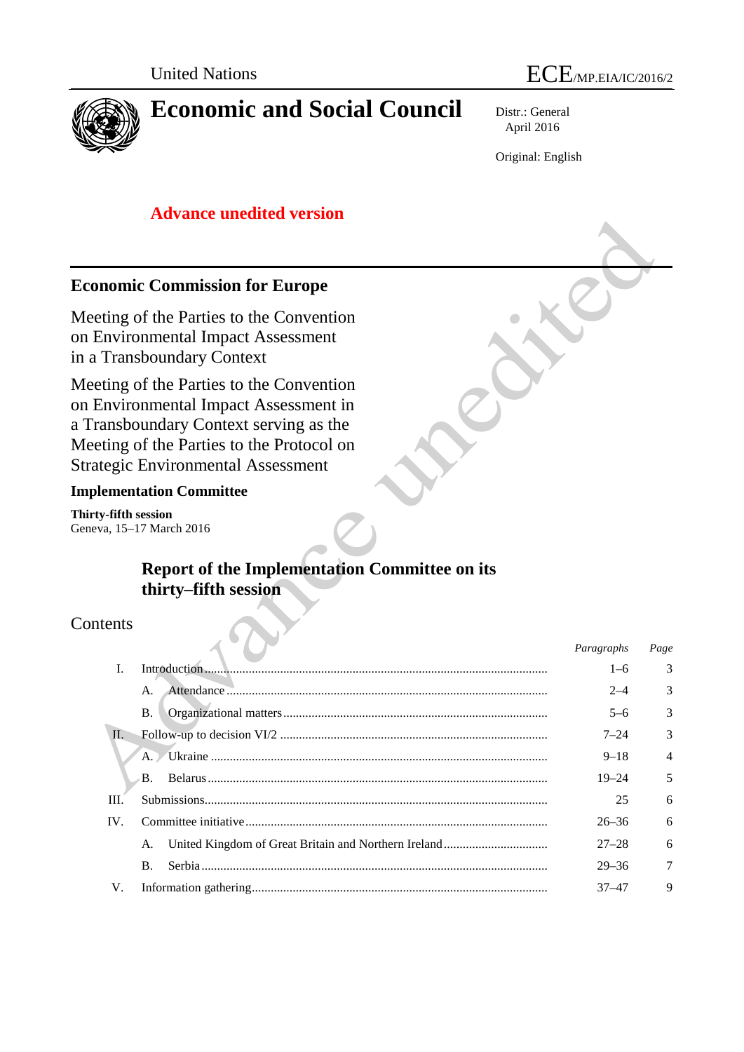United Nations

ECE/MP.EIA/IC/2016/2

# Economic and Social Council

Distr.: General
April 2016

Original: English

**Advance unedited version**

## Economic Commission for Europe

Meeting of the Parties to the Convention on Environmental Impact Assessment in a Transboundary Context

Meeting of the Parties to the Convention on Environmental Impact Assessment in a Transboundary Context serving as the Meeting of the Parties to the Protocol on Strategic Environmental Assessment

**Implementation Committee**

**Thirty-fifth session**
Geneva, 15–17 March 2016

# Report of the Implementation Committee on its thirty–fifth session

Contents

| | | *Paragraphs* | *Page* |
|---|---|---|---|
| I. | Introduction | 1–6 | 3 |
| | A. Attendance | 2–4 | 3 |
| | B. Organizational matters | 5–6 | 3 |
| II. | Follow-up to decision VI/2 | 7–24 | 3 |
| | A. Ukraine | 9–18 | 4 |
| | B. Belarus | 19–24 | 5 |
| III. | Submissions | 25 | 6 |
| IV. | Committee initiative | 26–36 | 6 |
| | A. United Kingdom of Great Britain and Northern Ireland | 27–28 | 6 |
| | B. Serbia | 29–36 | 7 |
| V. | Information gathering | 37–47 | 9 |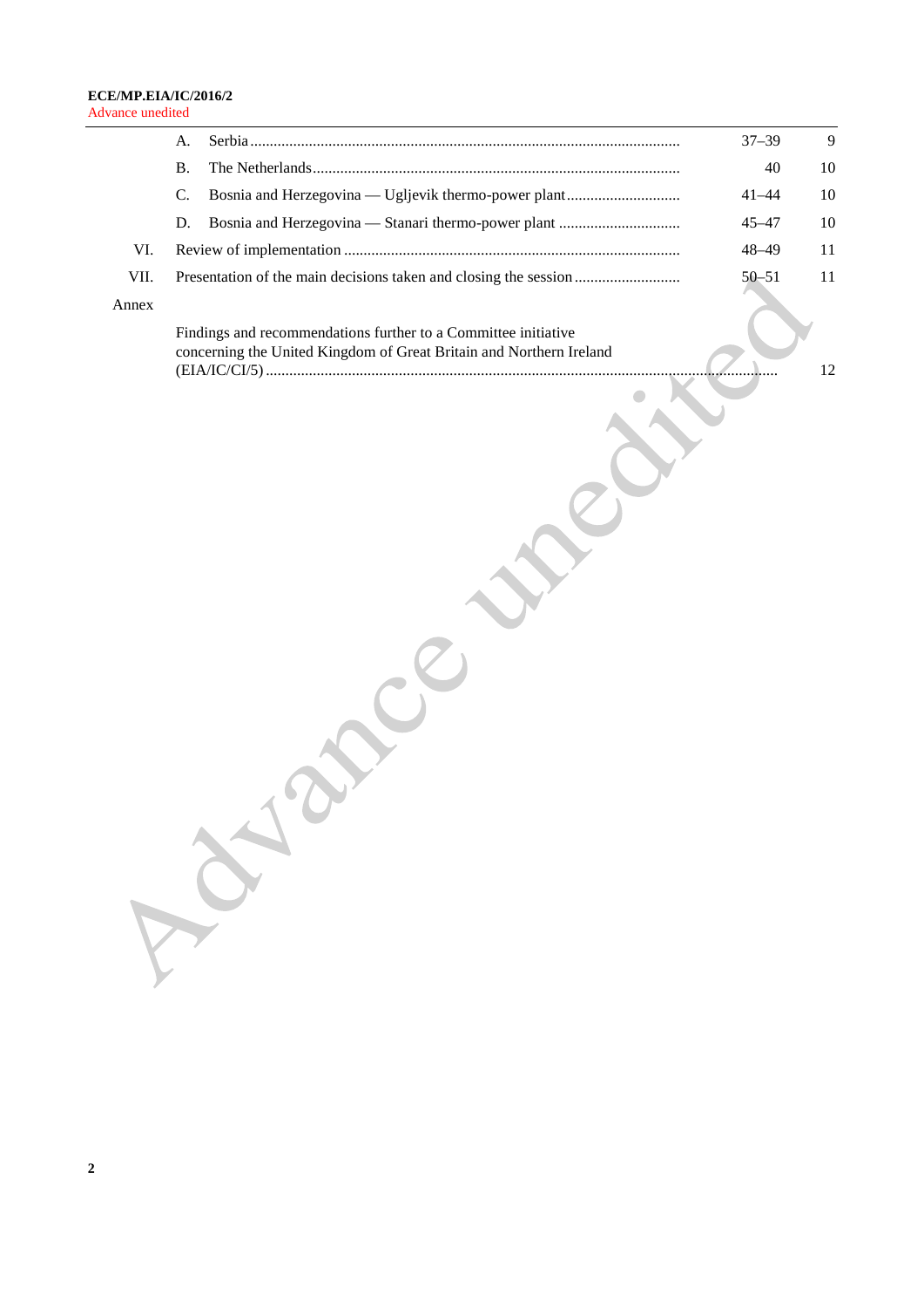| | | | Paragraphs | Page |
|---|---|---|---|---|
| | A. | Serbia | 37–39 | 9 |
| | B. | The Netherlands | 40 | 10 |
| | C. | Bosnia and Herzegovina — Ugljevik thermo-power plant | 41–44 | 10 |
| | D. | Bosnia and Herzegovina — Stanari thermo-power plant | 45–47 | 10 |
| VI. | | Review of implementation | 48–49 | 11 |
| VII. | | Presentation of the main decisions taken and closing the session | 50–51 | 11 |
| Annex | | | | |
| | | Findings and recommendations further to a Committee initiative concerning the United Kingdom of Great Britain and Northern Ireland (EIA/IC/CI/5) | | 12 |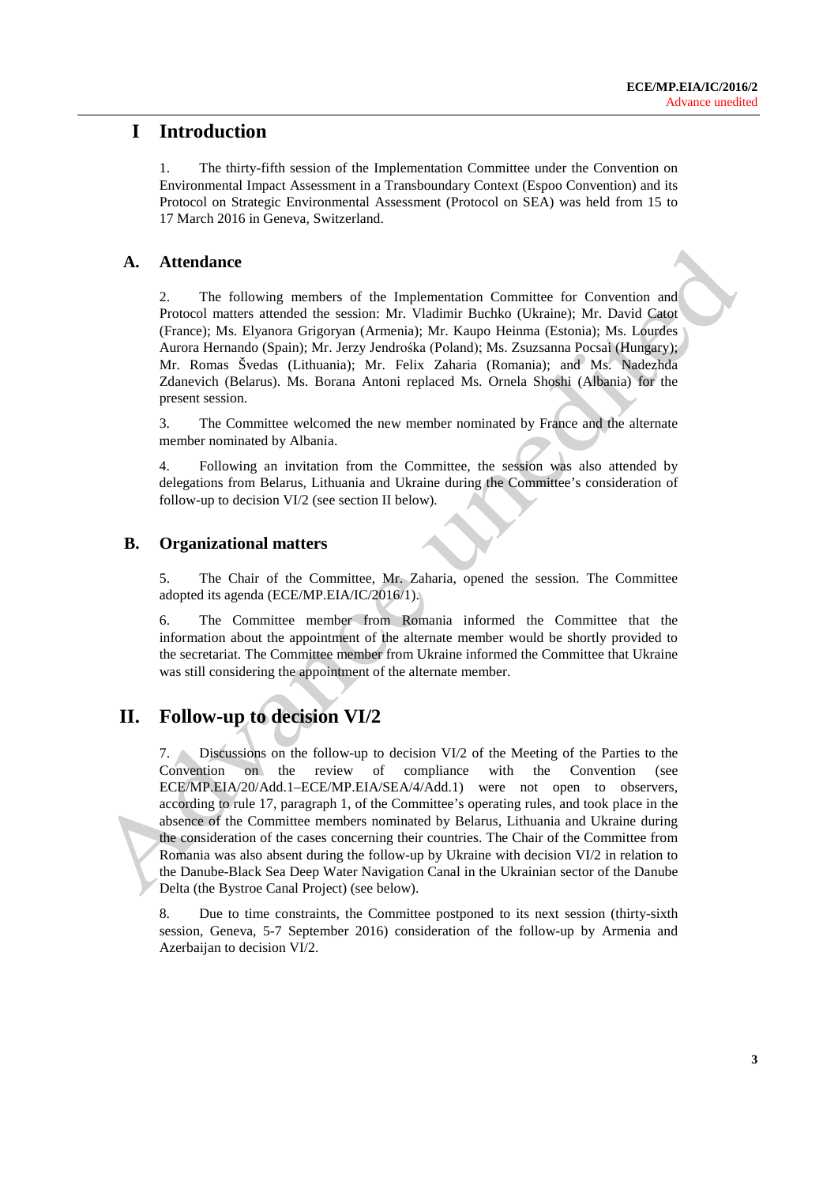# I Introduction

1. The thirty-fifth session of the Implementation Committee under the Convention on Environmental Impact Assessment in a Transboundary Context (Espoo Convention) and its Protocol on Strategic Environmental Assessment (Protocol on SEA) was held from 15 to 17 March 2016 in Geneva, Switzerland.

## A. Attendance

2. The following members of the Implementation Committee for Convention and Protocol matters attended the session: Mr. Vladimir Buchko (Ukraine); Mr. David Catot (France); Ms. Elyanora Grigoryan (Armenia); Mr. Kaupo Heinma (Estonia); Ms. Lourdes Aurora Hernando (Spain); Mr. Jerzy Jendrośka (Poland); Ms. Zsuzsanna Pocsai (Hungary); Mr. Romas Švedas (Lithuania); Mr. Felix Zaharia (Romania); and Ms. Nadezhda Zdanevich (Belarus). Ms. Borana Antoni replaced Ms. Ornela Shoshi (Albania) for the present session.

3. The Committee welcomed the new member nominated by France and the alternate member nominated by Albania.

4. Following an invitation from the Committee, the session was also attended by delegations from Belarus, Lithuania and Ukraine during the Committee's consideration of follow-up to decision VI/2 (see section II below).

## B. Organizational matters

5. The Chair of the Committee, Mr. Zaharia, opened the session. The Committee adopted its agenda (ECE/MP.EIA/IC/2016/1).

6. The Committee member from Romania informed the Committee that the information about the appointment of the alternate member would be shortly provided to the secretariat. The Committee member from Ukraine informed the Committee that Ukraine was still considering the appointment of the alternate member.

# II. Follow-up to decision VI/2

7. Discussions on the follow-up to decision VI/2 of the Meeting of the Parties to the Convention on the review of compliance with the Convention (see ECE/MP.EIA/20/Add.1–ECE/MP.EIA/SEA/4/Add.1) were not open to observers, according to rule 17, paragraph 1, of the Committee's operating rules, and took place in the absence of the Committee members nominated by Belarus, Lithuania and Ukraine during the consideration of the cases concerning their countries. The Chair of the Committee from Romania was also absent during the follow-up by Ukraine with decision VI/2 in relation to the Danube-Black Sea Deep Water Navigation Canal in the Ukrainian sector of the Danube Delta (the Bystroe Canal Project) (see below).

8. Due to time constraints, the Committee postponed to its next session (thirty-sixth session, Geneva, 5-7 September 2016) consideration of the follow-up by Armenia and Azerbaijan to decision VI/2.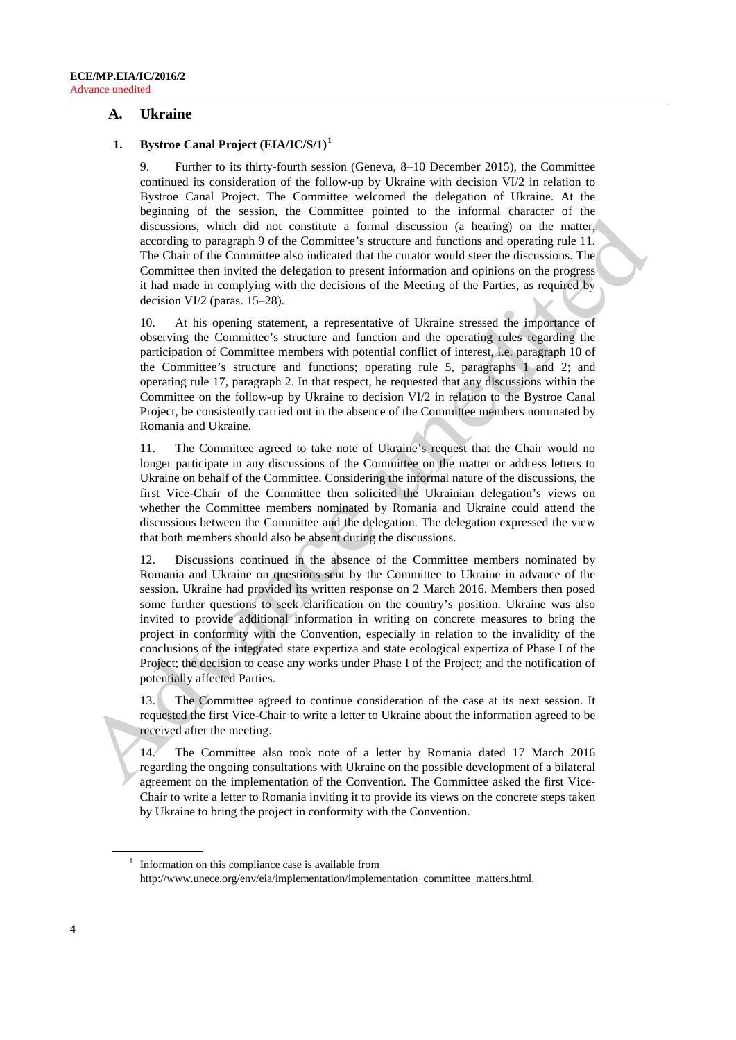## A. Ukraine

### 1. Bystroe Canal Project (EIA/IC/S/1)[1]

9. Further to its thirty-fourth session (Geneva, 8–10 December 2015), the Committee continued its consideration of the follow-up by Ukraine with decision VI/2 in relation to Bystroe Canal Project. The Committee welcomed the delegation of Ukraine. At the beginning of the session, the Committee pointed to the informal character of the discussions, which did not constitute a formal discussion (a hearing) on the matter, according to paragraph 9 of the Committee's structure and functions and operating rule 11. The Chair of the Committee also indicated that the curator would steer the discussions. The Committee then invited the delegation to present information and opinions on the progress it had made in complying with the decisions of the Meeting of the Parties, as required by decision VI/2 (paras. 15–28).

10. At his opening statement, a representative of Ukraine stressed the importance of observing the Committee's structure and function and the operating rules regarding the participation of Committee members with potential conflict of interest, i.e. paragraph 10 of the Committee's structure and functions; operating rule 5, paragraphs 1 and 2; and operating rule 17, paragraph 2. In that respect, he requested that any discussions within the Committee on the follow-up by Ukraine to decision VI/2 in relation to the Bystroe Canal Project, be consistently carried out in the absence of the Committee members nominated by Romania and Ukraine.

11. The Committee agreed to take note of Ukraine's request that the Chair would no longer participate in any discussions of the Committee on the matter or address letters to Ukraine on behalf of the Committee. Considering the informal nature of the discussions, the first Vice-Chair of the Committee then solicited the Ukrainian delegation's views on whether the Committee members nominated by Romania and Ukraine could attend the discussions between the Committee and the delegation. The delegation expressed the view that both members should also be absent during the discussions.

12. Discussions continued in the absence of the Committee members nominated by Romania and Ukraine on questions sent by the Committee to Ukraine in advance of the session. Ukraine had provided its written response on 2 March 2016. Members then posed some further questions to seek clarification on the country's position. Ukraine was also invited to provide additional information in writing on concrete measures to bring the project in conformity with the Convention, especially in relation to the invalidity of the conclusions of the integrated state expertiza and state ecological expertiza of Phase I of the Project; the decision to cease any works under Phase I of the Project; and the notification of potentially affected Parties.

13. The Committee agreed to continue consideration of the case at its next session. It requested the first Vice-Chair to write a letter to Ukraine about the information agreed to be received after the meeting.

14. The Committee also took note of a letter by Romania dated 17 March 2016 regarding the ongoing consultations with Ukraine on the possible development of a bilateral agreement on the implementation of the Convention. The Committee asked the first Vice-Chair to write a letter to Romania inviting it to provide its views on the concrete steps taken by Ukraine to bring the project in conformity with the Convention.

[1] Information on this compliance case is available from http://www.unece.org/env/eia/implementation/implementation_committee_matters.html.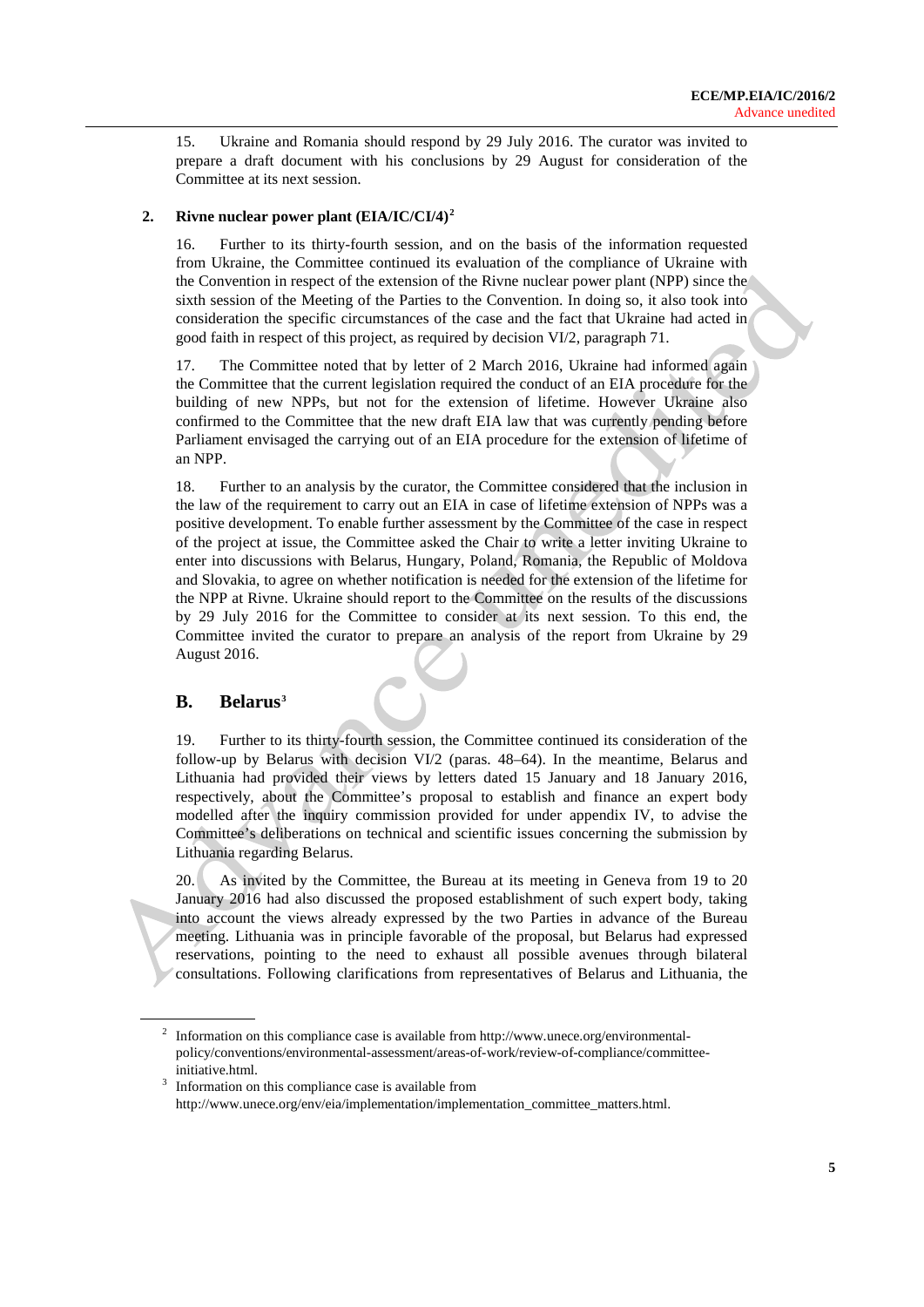15. Ukraine and Romania should respond by 29 July 2016. The curator was invited to prepare a draft document with his conclusions by 29 August for consideration of the Committee at its next session.

### 2. Rivne nuclear power plant (EIA/IC/CI/4)[2]

16. Further to its thirty-fourth session, and on the basis of the information requested from Ukraine, the Committee continued its evaluation of the compliance of Ukraine with the Convention in respect of the extension of the Rivne nuclear power plant (NPP) since the sixth session of the Meeting of the Parties to the Convention. In doing so, it also took into consideration the specific circumstances of the case and the fact that Ukraine had acted in good faith in respect of this project, as required by decision VI/2, paragraph 71.

17. The Committee noted that by letter of 2 March 2016, Ukraine had informed again the Committee that the current legislation required the conduct of an EIA procedure for the building of new NPPs, but not for the extension of lifetime. However Ukraine also confirmed to the Committee that the new draft EIA law that was currently pending before Parliament envisaged the carrying out of an EIA procedure for the extension of lifetime of an NPP.

18. Further to an analysis by the curator, the Committee considered that the inclusion in the law of the requirement to carry out an EIA in case of lifetime extension of NPPs was a positive development. To enable further assessment by the Committee of the case in respect of the project at issue, the Committee asked the Chair to write a letter inviting Ukraine to enter into discussions with Belarus, Hungary, Poland, Romania, the Republic of Moldova and Slovakia, to agree on whether notification is needed for the extension of the lifetime for the NPP at Rivne. Ukraine should report to the Committee on the results of the discussions by 29 July 2016 for the Committee to consider at its next session. To this end, the Committee invited the curator to prepare an analysis of the report from Ukraine by 29 August 2016.

## B. Belarus[3]

19. Further to its thirty-fourth session, the Committee continued its consideration of the follow-up by Belarus with decision VI/2 (paras. 48–64). In the meantime, Belarus and Lithuania had provided their views by letters dated 15 January and 18 January 2016, respectively, about the Committee's proposal to establish and finance an expert body modelled after the inquiry commission provided for under appendix IV, to advise the Committee's deliberations on technical and scientific issues concerning the submission by Lithuania regarding Belarus.

20. As invited by the Committee, the Bureau at its meeting in Geneva from 19 to 20 January 2016 had also discussed the proposed establishment of such expert body, taking into account the views already expressed by the two Parties in advance of the Bureau meeting. Lithuania was in principle favorable of the proposal, but Belarus had expressed reservations, pointing to the need to exhaust all possible avenues through bilateral consultations. Following clarifications from representatives of Belarus and Lithuania, the

---

[2] Information on this compliance case is available from http://www.unece.org/environmental-policy/conventions/environmental-assessment/areas-of-work/review-of-compliance/committee-initiative.html.

[3] Information on this compliance case is available from http://www.unece.org/env/eia/implementation/implementation_committee_matters.html.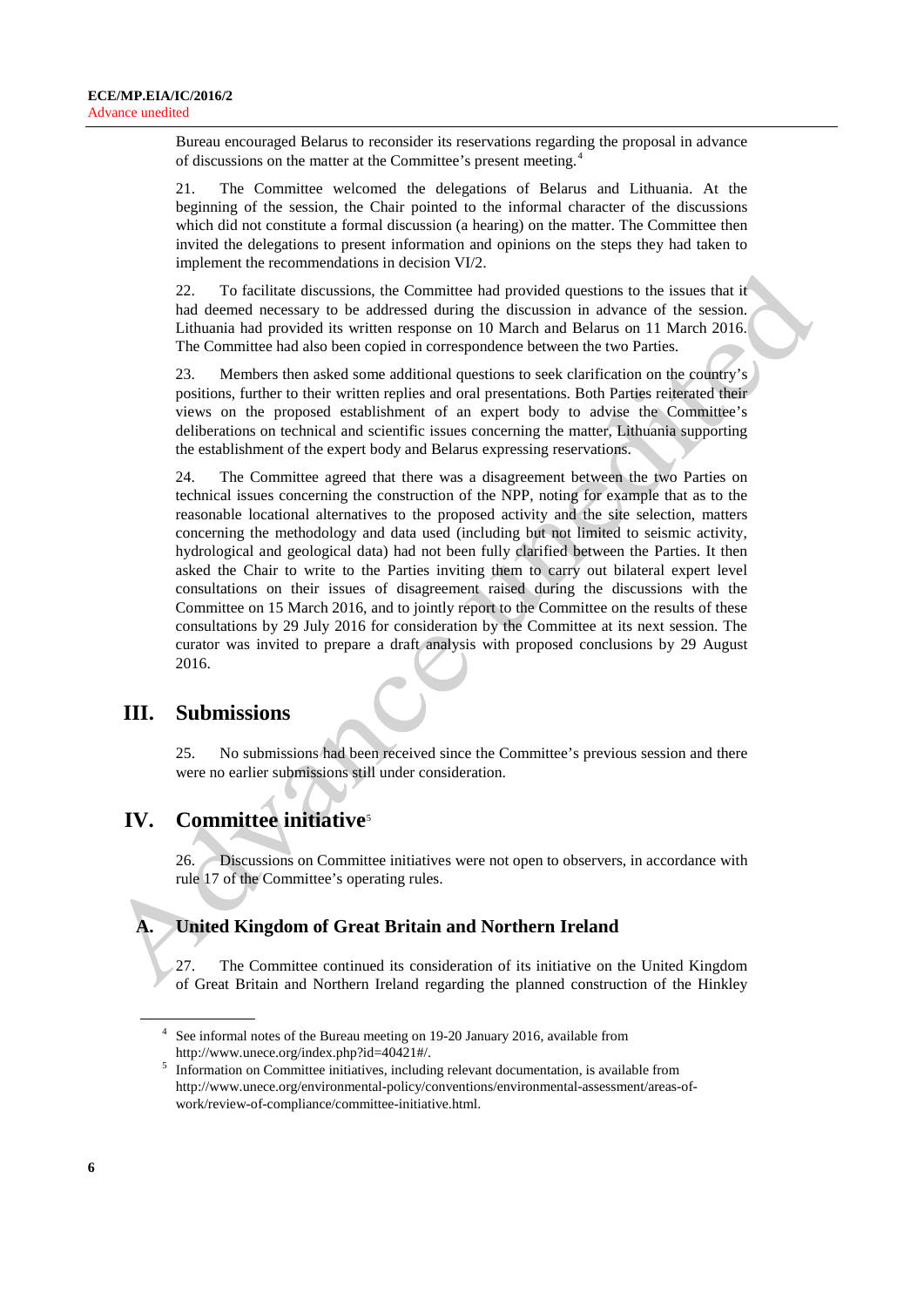Bureau encouraged Belarus to reconsider its reservations regarding the proposal in advance of discussions on the matter at the Committee's present meeting.[4]

21. The Committee welcomed the delegations of Belarus and Lithuania. At the beginning of the session, the Chair pointed to the informal character of the discussions which did not constitute a formal discussion (a hearing) on the matter. The Committee then invited the delegations to present information and opinions on the steps they had taken to implement the recommendations in decision VI/2.

22. To facilitate discussions, the Committee had provided questions to the issues that it had deemed necessary to be addressed during the discussion in advance of the session. Lithuania had provided its written response on 10 March and Belarus on 11 March 2016. The Committee had also been copied in correspondence between the two Parties.

23. Members then asked some additional questions to seek clarification on the country's positions, further to their written replies and oral presentations. Both Parties reiterated their views on the proposed establishment of an expert body to advise the Committee's deliberations on technical and scientific issues concerning the matter, Lithuania supporting the establishment of the expert body and Belarus expressing reservations.

24. The Committee agreed that there was a disagreement between the two Parties on technical issues concerning the construction of the NPP, noting for example that as to the reasonable locational alternatives to the proposed activity and the site selection, matters concerning the methodology and data used (including but not limited to seismic activity, hydrological and geological data) had not been fully clarified between the Parties. It then asked the Chair to write to the Parties inviting them to carry out bilateral expert level consultations on their issues of disagreement raised during the discussions with the Committee on 15 March 2016, and to jointly report to the Committee on the results of these consultations by 29 July 2016 for consideration by the Committee at its next session. The curator was invited to prepare a draft analysis with proposed conclusions by 29 August 2016.

# III. Submissions

25. No submissions had been received since the Committee's previous session and there were no earlier submissions still under consideration.

# IV. Committee initiative[5]

26. Discussions on Committee initiatives were not open to observers, in accordance with rule 17 of the Committee's operating rules.

## A. United Kingdom of Great Britain and Northern Ireland

27. The Committee continued its consideration of its initiative on the United Kingdom of Great Britain and Northern Ireland regarding the planned construction of the Hinkley

---

[4] See informal notes of the Bureau meeting on 19-20 January 2016, available from http://www.unece.org/index.php?id=40421#/.

[5] Information on Committee initiatives, including relevant documentation, is available from http://www.unece.org/environmental-policy/conventions/environmental-assessment/areas-of-work/review-of-compliance/committee-initiative.html.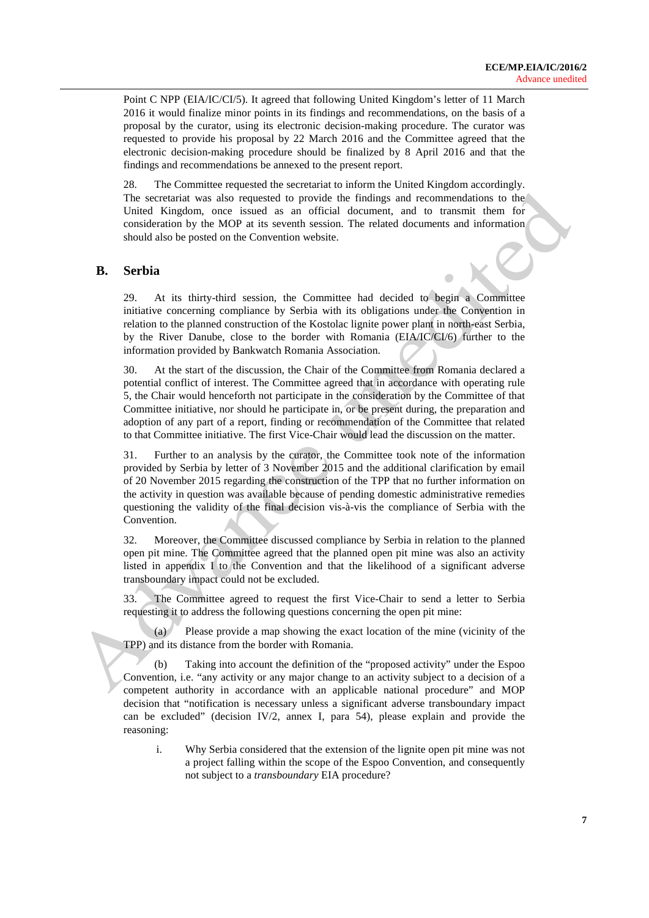Point C NPP (EIA/IC/CI/5). It agreed that following United Kingdom's letter of 11 March 2016 it would finalize minor points in its findings and recommendations, on the basis of a proposal by the curator, using its electronic decision-making procedure. The curator was requested to provide his proposal by 22 March 2016 and the Committee agreed that the electronic decision-making procedure should be finalized by 8 April 2016 and that the findings and recommendations be annexed to the present report.

28. The Committee requested the secretariat to inform the United Kingdom accordingly. The secretariat was also requested to provide the findings and recommendations to the United Kingdom, once issued as an official document, and to transmit them for consideration by the MOP at its seventh session. The related documents and information should also be posted on the Convention website.

## B. Serbia

29. At its thirty-third session, the Committee had decided to begin a Committee initiative concerning compliance by Serbia with its obligations under the Convention in relation to the planned construction of the Kostolac lignite power plant in north-east Serbia, by the River Danube, close to the border with Romania (EIA/IC/CI/6) further to the information provided by Bankwatch Romania Association.

30. At the start of the discussion, the Chair of the Committee from Romania declared a potential conflict of interest. The Committee agreed that in accordance with operating rule 5, the Chair would henceforth not participate in the consideration by the Committee of that Committee initiative, nor should he participate in, or be present during, the preparation and adoption of any part of a report, finding or recommendation of the Committee that related to that Committee initiative. The first Vice-Chair would lead the discussion on the matter.

31. Further to an analysis by the curator, the Committee took note of the information provided by Serbia by letter of 3 November 2015 and the additional clarification by email of 20 November 2015 regarding the construction of the TPP that no further information on the activity in question was available because of pending domestic administrative remedies questioning the validity of the final decision vis-à-vis the compliance of Serbia with the Convention.

32. Moreover, the Committee discussed compliance by Serbia in relation to the planned open pit mine. The Committee agreed that the planned open pit mine was also an activity listed in appendix I to the Convention and that the likelihood of a significant adverse transboundary impact could not be excluded.

33. The Committee agreed to request the first Vice-Chair to send a letter to Serbia requesting it to address the following questions concerning the open pit mine:

(a) Please provide a map showing the exact location of the mine (vicinity of the TPP) and its distance from the border with Romania.

(b) Taking into account the definition of the "proposed activity" under the Espoo Convention, i.e. "any activity or any major change to an activity subject to a decision of a competent authority in accordance with an applicable national procedure" and MOP decision that "notification is necessary unless a significant adverse transboundary impact can be excluded" (decision IV/2, annex I, para 54), please explain and provide the reasoning:

i. Why Serbia considered that the extension of the lignite open pit mine was not a project falling within the scope of the Espoo Convention, and consequently not subject to a *transboundary* EIA procedure?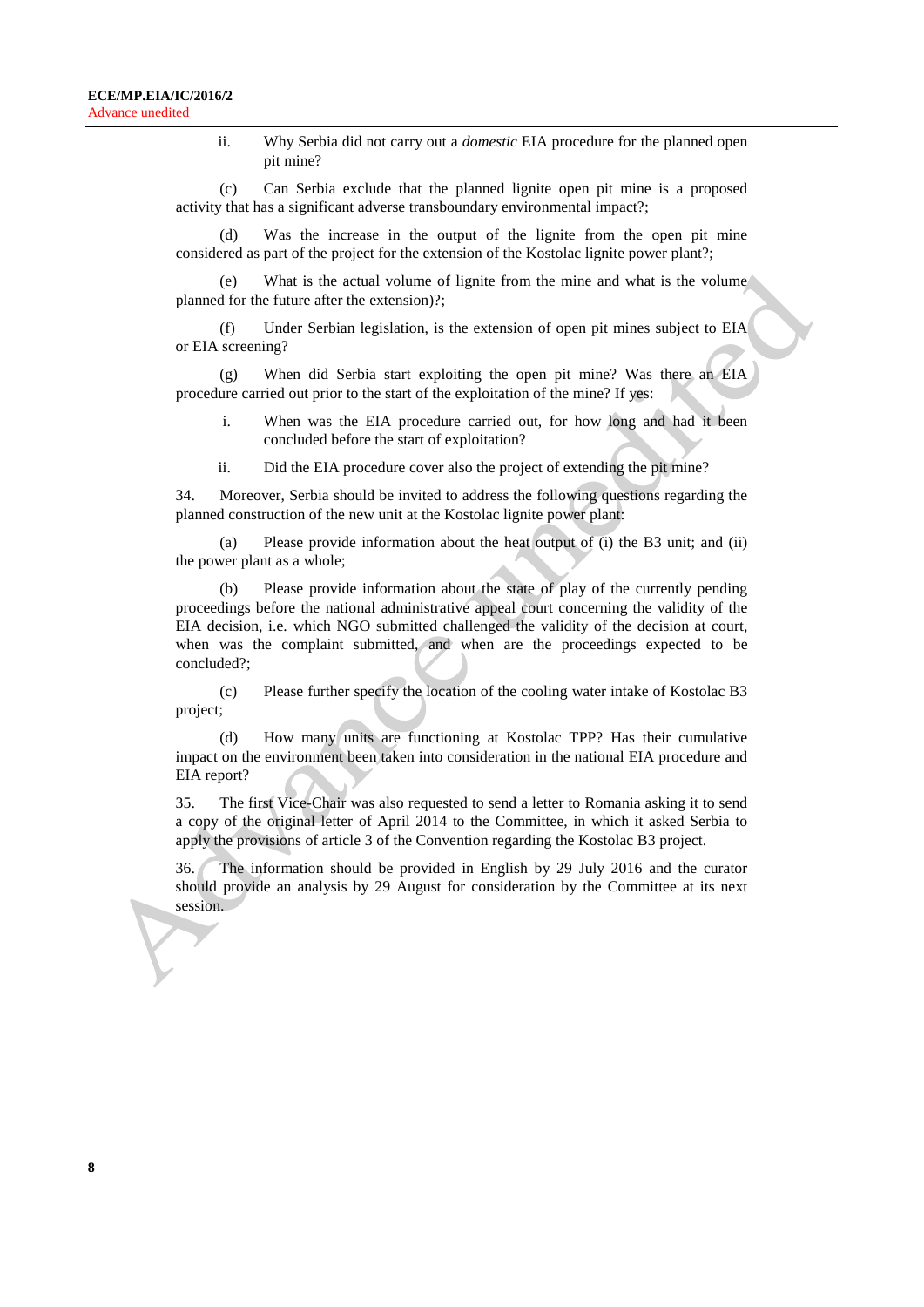ii. Why Serbia did not carry out a *domestic* EIA procedure for the planned open pit mine?

(c) Can Serbia exclude that the planned lignite open pit mine is a proposed activity that has a significant adverse transboundary environmental impact?;

(d) Was the increase in the output of the lignite from the open pit mine considered as part of the project for the extension of the Kostolac lignite power plant?;

(e) What is the actual volume of lignite from the mine and what is the volume planned for the future after the extension)?;

(f) Under Serbian legislation, is the extension of open pit mines subject to EIA or EIA screening?

(g) When did Serbia start exploiting the open pit mine? Was there an EIA procedure carried out prior to the start of the exploitation of the mine? If yes:

i. When was the EIA procedure carried out, for how long and had it been concluded before the start of exploitation?

ii. Did the EIA procedure cover also the project of extending the pit mine?

34. Moreover, Serbia should be invited to address the following questions regarding the planned construction of the new unit at the Kostolac lignite power plant:

(a) Please provide information about the heat output of (i) the B3 unit; and (ii) the power plant as a whole;

(b) Please provide information about the state of play of the currently pending proceedings before the national administrative appeal court concerning the validity of the EIA decision, i.e. which NGO submitted challenged the validity of the decision at court, when was the complaint submitted, and when are the proceedings expected to be concluded?;

(c) Please further specify the location of the cooling water intake of Kostolac B3 project;

(d) How many units are functioning at Kostolac TPP? Has their cumulative impact on the environment been taken into consideration in the national EIA procedure and EIA report?

35. The first Vice-Chair was also requested to send a letter to Romania asking it to send a copy of the original letter of April 2014 to the Committee, in which it asked Serbia to apply the provisions of article 3 of the Convention regarding the Kostolac B3 project.

36. The information should be provided in English by 29 July 2016 and the curator should provide an analysis by 29 August for consideration by the Committee at its next session.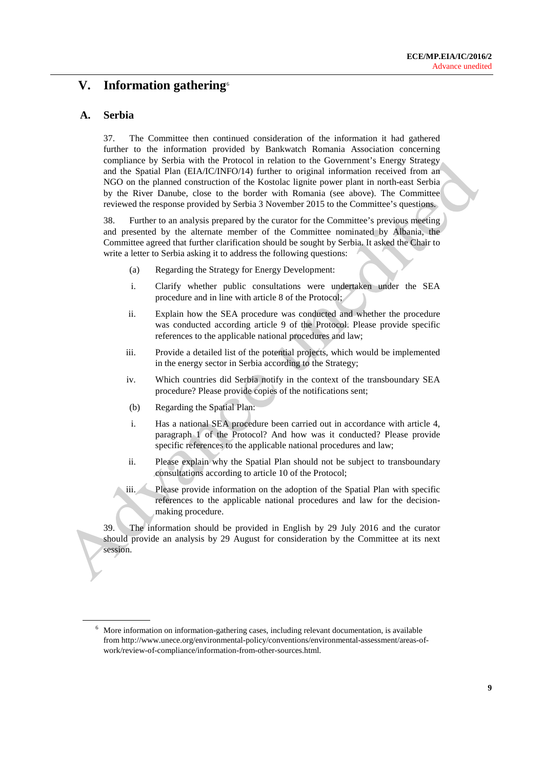# V. Information gathering[6]

## A. Serbia

37. The Committee then continued consideration of the information it had gathered further to the information provided by Bankwatch Romania Association concerning compliance by Serbia with the Protocol in relation to the Government's Energy Strategy and the Spatial Plan (EIA/IC/INFO/14) further to original information received from an NGO on the planned construction of the Kostolac lignite power plant in north-east Serbia by the River Danube, close to the border with Romania (see above). The Committee reviewed the response provided by Serbia 3 November 2015 to the Committee's questions.

38. Further to an analysis prepared by the curator for the Committee's previous meeting and presented by the alternate member of the Committee nominated by Albania, the Committee agreed that further clarification should be sought by Serbia. It asked the Chair to write a letter to Serbia asking it to address the following questions:

(a) Regarding the Strategy for Energy Development:

i. Clarify whether public consultations were undertaken under the SEA procedure and in line with article 8 of the Protocol;

ii. Explain how the SEA procedure was conducted and whether the procedure was conducted according article 9 of the Protocol. Please provide specific references to the applicable national procedures and law;

iii. Provide a detailed list of the potential projects, which would be implemented in the energy sector in Serbia according to the Strategy;

iv. Which countries did Serbia notify in the context of the transboundary SEA procedure? Please provide copies of the notifications sent;

(b) Regarding the Spatial Plan:

i. Has a national SEA procedure been carried out in accordance with article 4, paragraph 1 of the Protocol? And how was it conducted? Please provide specific references to the applicable national procedures and law;

ii. Please explain why the Spatial Plan should not be subject to transboundary consultations according to article 10 of the Protocol;

iii. Please provide information on the adoption of the Spatial Plan with specific references to the applicable national procedures and law for the decision-making procedure.

39. The information should be provided in English by 29 July 2016 and the curator should provide an analysis by 29 August for consideration by the Committee at its next session.

---

[6] More information on information-gathering cases, including relevant documentation, is available from http://www.unece.org/environmental-policy/conventions/environmental-assessment/areas-of-work/review-of-compliance/information-from-other-sources.html.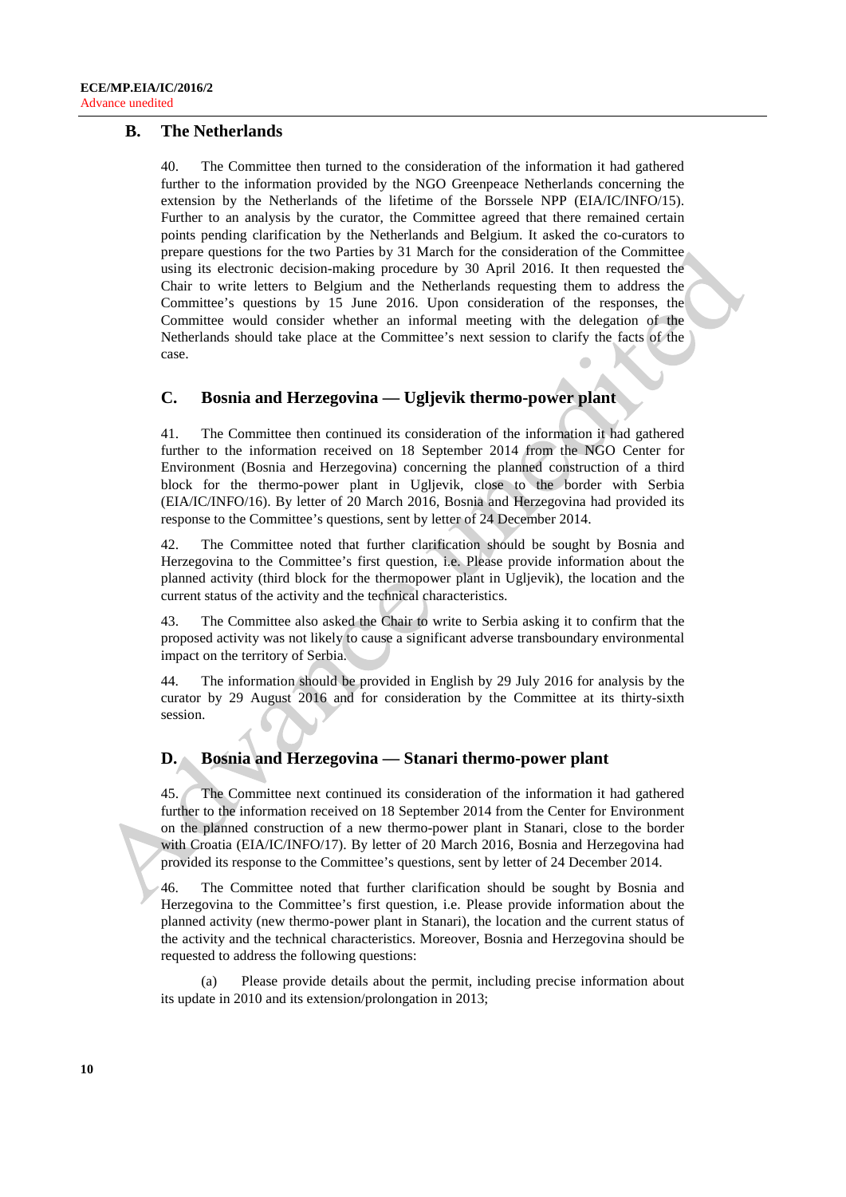## B. The Netherlands

40. The Committee then turned to the consideration of the information it had gathered further to the information provided by the NGO Greenpeace Netherlands concerning the extension by the Netherlands of the lifetime of the Borssele NPP (EIA/IC/INFO/15). Further to an analysis by the curator, the Committee agreed that there remained certain points pending clarification by the Netherlands and Belgium. It asked the co-curators to prepare questions for the two Parties by 31 March for the consideration of the Committee using its electronic decision-making procedure by 30 April 2016. It then requested the Chair to write letters to Belgium and the Netherlands requesting them to address the Committee's questions by 15 June 2016. Upon consideration of the responses, the Committee would consider whether an informal meeting with the delegation of the Netherlands should take place at the Committee's next session to clarify the facts of the case.

## C. Bosnia and Herzegovina — Ugljevik thermo-power plant

41. The Committee then continued its consideration of the information it had gathered further to the information received on 18 September 2014 from the NGO Center for Environment (Bosnia and Herzegovina) concerning the planned construction of a third block for the thermo-power plant in Ugljevik, close to the border with Serbia (EIA/IC/INFO/16). By letter of 20 March 2016, Bosnia and Herzegovina had provided its response to the Committee's questions, sent by letter of 24 December 2014.

42. The Committee noted that further clarification should be sought by Bosnia and Herzegovina to the Committee's first question, i.e. Please provide information about the planned activity (third block for the thermopower plant in Ugljevik), the location and the current status of the activity and the technical characteristics.

43. The Committee also asked the Chair to write to Serbia asking it to confirm that the proposed activity was not likely to cause a significant adverse transboundary environmental impact on the territory of Serbia.

44. The information should be provided in English by 29 July 2016 for analysis by the curator by 29 August 2016 and for consideration by the Committee at its thirty-sixth session.

## D. Bosnia and Herzegovina — Stanari thermo-power plant

45. The Committee next continued its consideration of the information it had gathered further to the information received on 18 September 2014 from the Center for Environment on the planned construction of a new thermo-power plant in Stanari, close to the border with Croatia (EIA/IC/INFO/17). By letter of 20 March 2016, Bosnia and Herzegovina had provided its response to the Committee's questions, sent by letter of 24 December 2014.

46. The Committee noted that further clarification should be sought by Bosnia and Herzegovina to the Committee's first question, i.e. Please provide information about the planned activity (new thermo-power plant in Stanari), the location and the current status of the activity and the technical characteristics. Moreover, Bosnia and Herzegovina should be requested to address the following questions:

(a) Please provide details about the permit, including precise information about its update in 2010 and its extension/prolongation in 2013;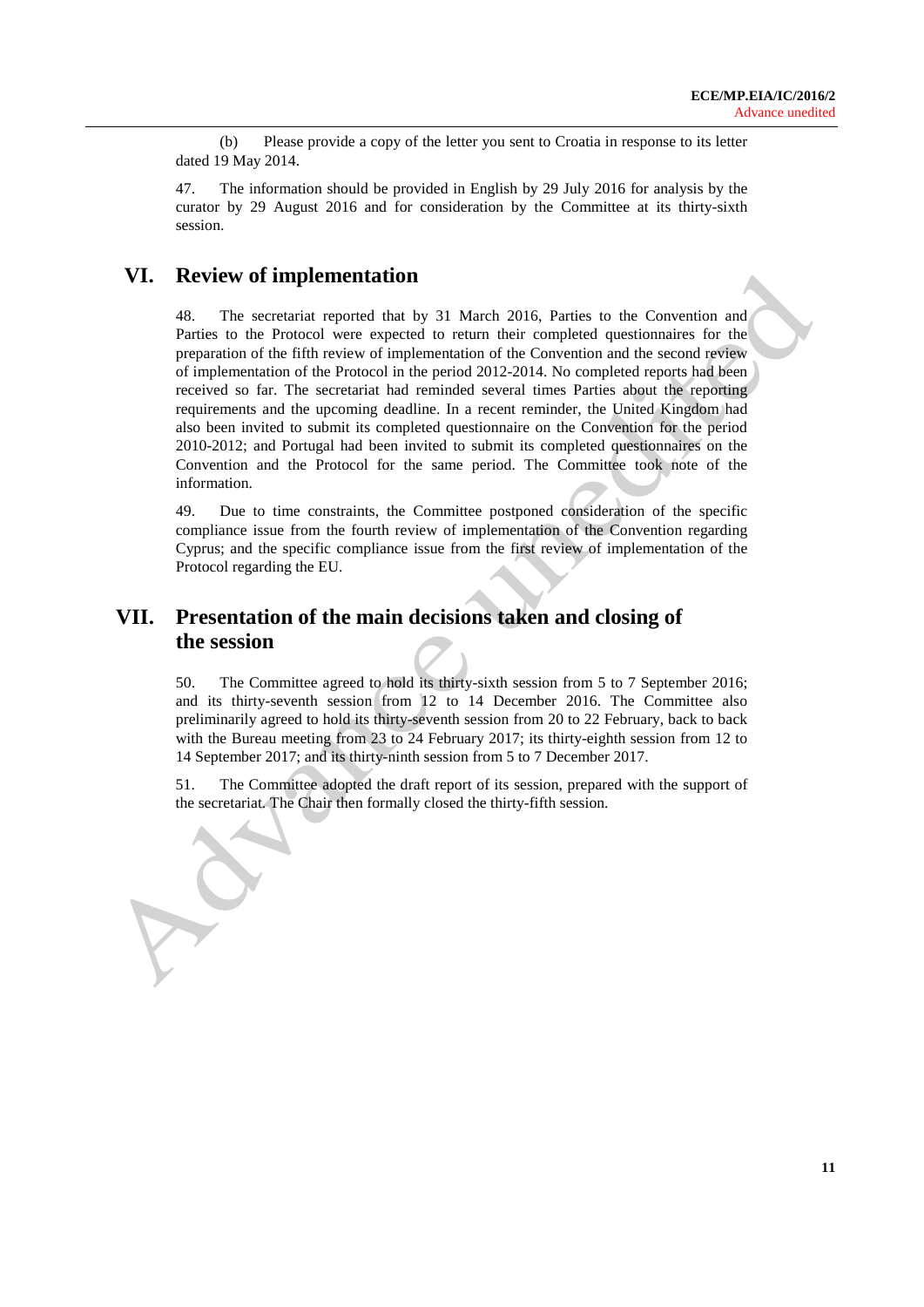(b) Please provide a copy of the letter you sent to Croatia in response to its letter dated 19 May 2014.

47. The information should be provided in English by 29 July 2016 for analysis by the curator by 29 August 2016 and for consideration by the Committee at its thirty-sixth session.

# VI. Review of implementation

48. The secretariat reported that by 31 March 2016, Parties to the Convention and Parties to the Protocol were expected to return their completed questionnaires for the preparation of the fifth review of implementation of the Convention and the second review of implementation of the Protocol in the period 2012-2014. No completed reports had been received so far. The secretariat had reminded several times Parties about the reporting requirements and the upcoming deadline. In a recent reminder, the United Kingdom had also been invited to submit its completed questionnaire on the Convention for the period 2010-2012; and Portugal had been invited to submit its completed questionnaires on the Convention and the Protocol for the same period. The Committee took note of the information.

49. Due to time constraints, the Committee postponed consideration of the specific compliance issue from the fourth review of implementation of the Convention regarding Cyprus; and the specific compliance issue from the first review of implementation of the Protocol regarding the EU.

# VII. Presentation of the main decisions taken and closing of the session

50. The Committee agreed to hold its thirty-sixth session from 5 to 7 September 2016; and its thirty-seventh session from 12 to 14 December 2016. The Committee also preliminarily agreed to hold its thirty-seventh session from 20 to 22 February, back to back with the Bureau meeting from 23 to 24 February 2017; its thirty-eighth session from 12 to 14 September 2017; and its thirty-ninth session from 5 to 7 December 2017.

51. The Committee adopted the draft report of its session, prepared with the support of the secretariat. The Chair then formally closed the thirty-fifth session.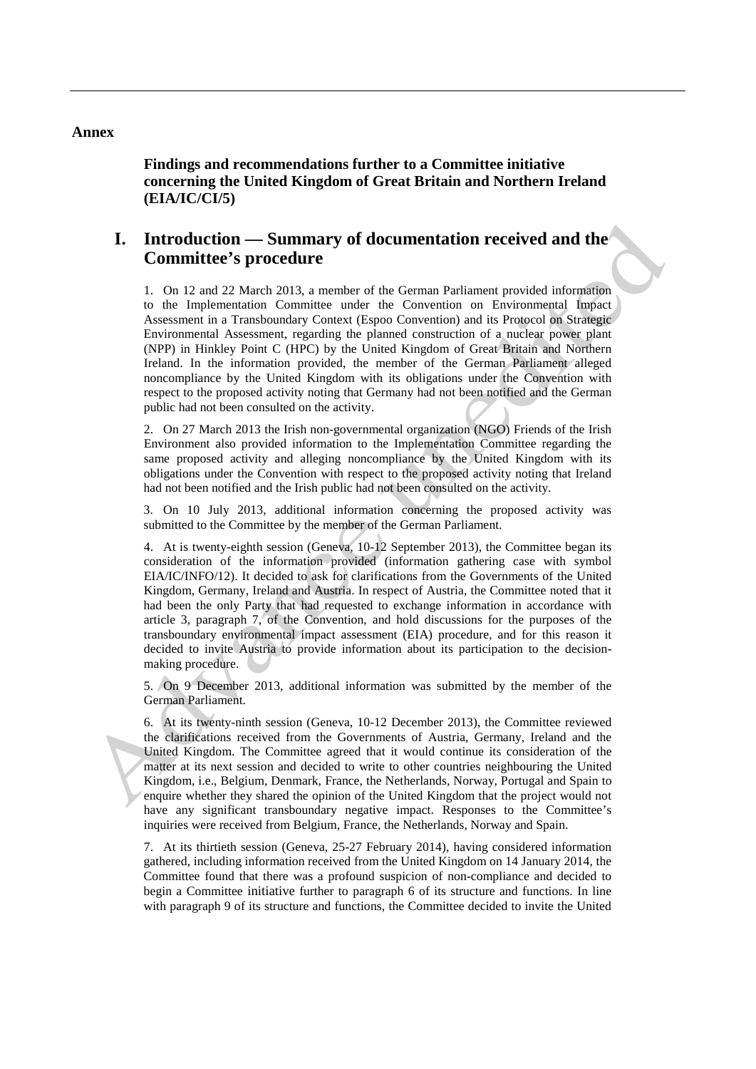**Annex**

**Findings and recommendations further to a Committee initiative concerning the United Kingdom of Great Britain and Northern Ireland (EIA/IC/CI/5)**

# I. Introduction — Summary of documentation received and the Committee's procedure

1. On 12 and 22 March 2013, a member of the German Parliament provided information to the Implementation Committee under the Convention on Environmental Impact Assessment in a Transboundary Context (Espoo Convention) and its Protocol on Strategic Environmental Assessment, regarding the planned construction of a nuclear power plant (NPP) in Hinkley Point C (HPC) by the United Kingdom of Great Britain and Northern Ireland. In the information provided, the member of the German Parliament alleged noncompliance by the United Kingdom with its obligations under the Convention with respect to the proposed activity noting that Germany had not been notified and the German public had not been consulted on the activity.

2. On 27 March 2013 the Irish non-governmental organization (NGO) Friends of the Irish Environment also provided information to the Implementation Committee regarding the same proposed activity and alleging noncompliance by the United Kingdom with its obligations under the Convention with respect to the proposed activity noting that Ireland had not been notified and the Irish public had not been consulted on the activity.

3. On 10 July 2013, additional information concerning the proposed activity was submitted to the Committee by the member of the German Parliament.

4. At is twenty-eighth session (Geneva, 10-12 September 2013), the Committee began its consideration of the information provided (information gathering case with symbol EIA/IC/INFO/12). It decided to ask for clarifications from the Governments of the United Kingdom, Germany, Ireland and Austria. In respect of Austria, the Committee noted that it had been the only Party that had requested to exchange information in accordance with article 3, paragraph 7, of the Convention, and hold discussions for the purposes of the transboundary environmental impact assessment (EIA) procedure, and for this reason it decided to invite Austria to provide information about its participation to the decision-making procedure.

5. On 9 December 2013, additional information was submitted by the member of the German Parliament.

6. At its twenty-ninth session (Geneva, 10-12 December 2013), the Committee reviewed the clarifications received from the Governments of Austria, Germany, Ireland and the United Kingdom. The Committee agreed that it would continue its consideration of the matter at its next session and decided to write to other countries neighbouring the United Kingdom, i.e., Belgium, Denmark, France, the Netherlands, Norway, Portugal and Spain to enquire whether they shared the opinion of the United Kingdom that the project would not have any significant transboundary negative impact. Responses to the Committee's inquiries were received from Belgium, France, the Netherlands, Norway and Spain.

7. At its thirtieth session (Geneva, 25-27 February 2014), having considered information gathered, including information received from the United Kingdom on 14 January 2014, the Committee found that there was a profound suspicion of non-compliance and decided to begin a Committee initiative further to paragraph 6 of its structure and functions. In line with paragraph 9 of its structure and functions, the Committee decided to invite the United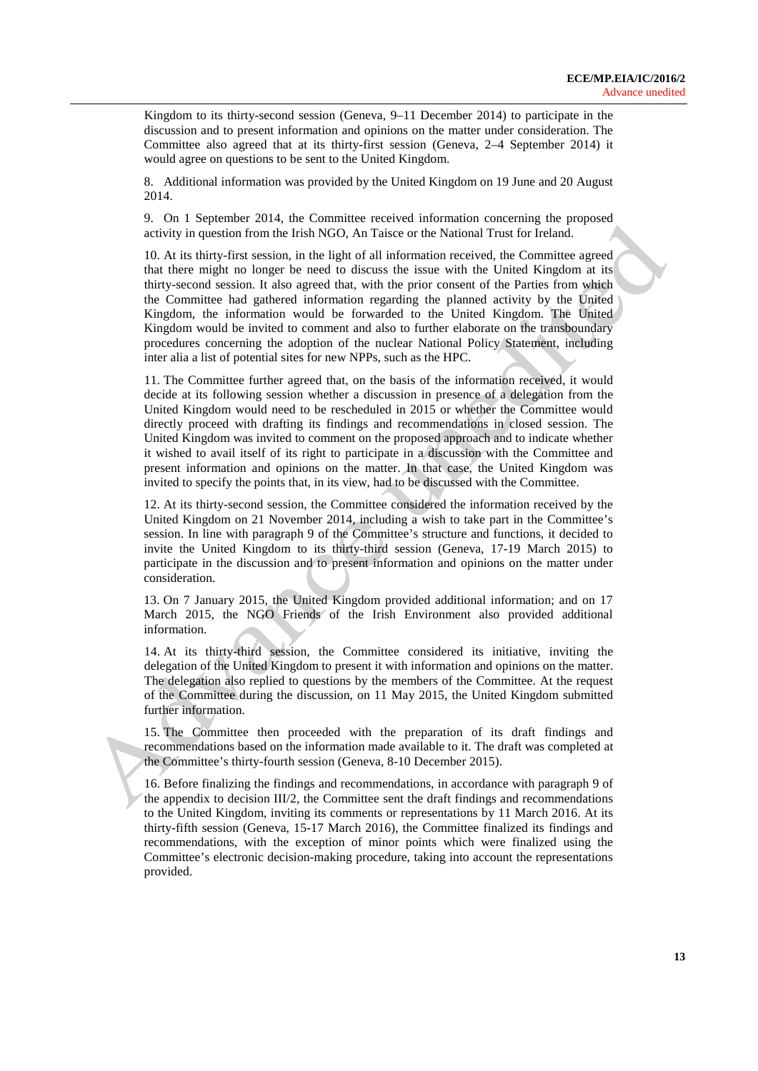Kingdom to its thirty-second session (Geneva, 9–11 December 2014) to participate in the discussion and to present information and opinions on the matter under consideration. The Committee also agreed that at its thirty-first session (Geneva, 2–4 September 2014) it would agree on questions to be sent to the United Kingdom.

8. Additional information was provided by the United Kingdom on 19 June and 20 August 2014.

9. On 1 September 2014, the Committee received information concerning the proposed activity in question from the Irish NGO, An Taisce or the National Trust for Ireland.

10. At its thirty-first session, in the light of all information received, the Committee agreed that there might no longer be need to discuss the issue with the United Kingdom at its thirty-second session. It also agreed that, with the prior consent of the Parties from which the Committee had gathered information regarding the planned activity by the United Kingdom, the information would be forwarded to the United Kingdom. The United Kingdom would be invited to comment and also to further elaborate on the transboundary procedures concerning the adoption of the nuclear National Policy Statement, including inter alia a list of potential sites for new NPPs, such as the HPC.

11. The Committee further agreed that, on the basis of the information received, it would decide at its following session whether a discussion in presence of a delegation from the United Kingdom would need to be rescheduled in 2015 or whether the Committee would directly proceed with drafting its findings and recommendations in closed session. The United Kingdom was invited to comment on the proposed approach and to indicate whether it wished to avail itself of its right to participate in a discussion with the Committee and present information and opinions on the matter. In that case, the United Kingdom was invited to specify the points that, in its view, had to be discussed with the Committee.

12. At its thirty-second session, the Committee considered the information received by the United Kingdom on 21 November 2014, including a wish to take part in the Committee's session. In line with paragraph 9 of the Committee's structure and functions, it decided to invite the United Kingdom to its thirty-third session (Geneva, 17-19 March 2015) to participate in the discussion and to present information and opinions on the matter under consideration.

13. On 7 January 2015, the United Kingdom provided additional information; and on 17 March 2015, the NGO Friends of the Irish Environment also provided additional information.

14. At its thirty-third session, the Committee considered its initiative, inviting the delegation of the United Kingdom to present it with information and opinions on the matter. The delegation also replied to questions by the members of the Committee. At the request of the Committee during the discussion, on 11 May 2015, the United Kingdom submitted further information.

15. The Committee then proceeded with the preparation of its draft findings and recommendations based on the information made available to it. The draft was completed at the Committee's thirty-fourth session (Geneva, 8-10 December 2015).

16. Before finalizing the findings and recommendations, in accordance with paragraph 9 of the appendix to decision III/2, the Committee sent the draft findings and recommendations to the United Kingdom, inviting its comments or representations by 11 March 2016. At its thirty-fifth session (Geneva, 15-17 March 2016), the Committee finalized its findings and recommendations, with the exception of minor points which were finalized using the Committee's electronic decision-making procedure, taking into account the representations provided.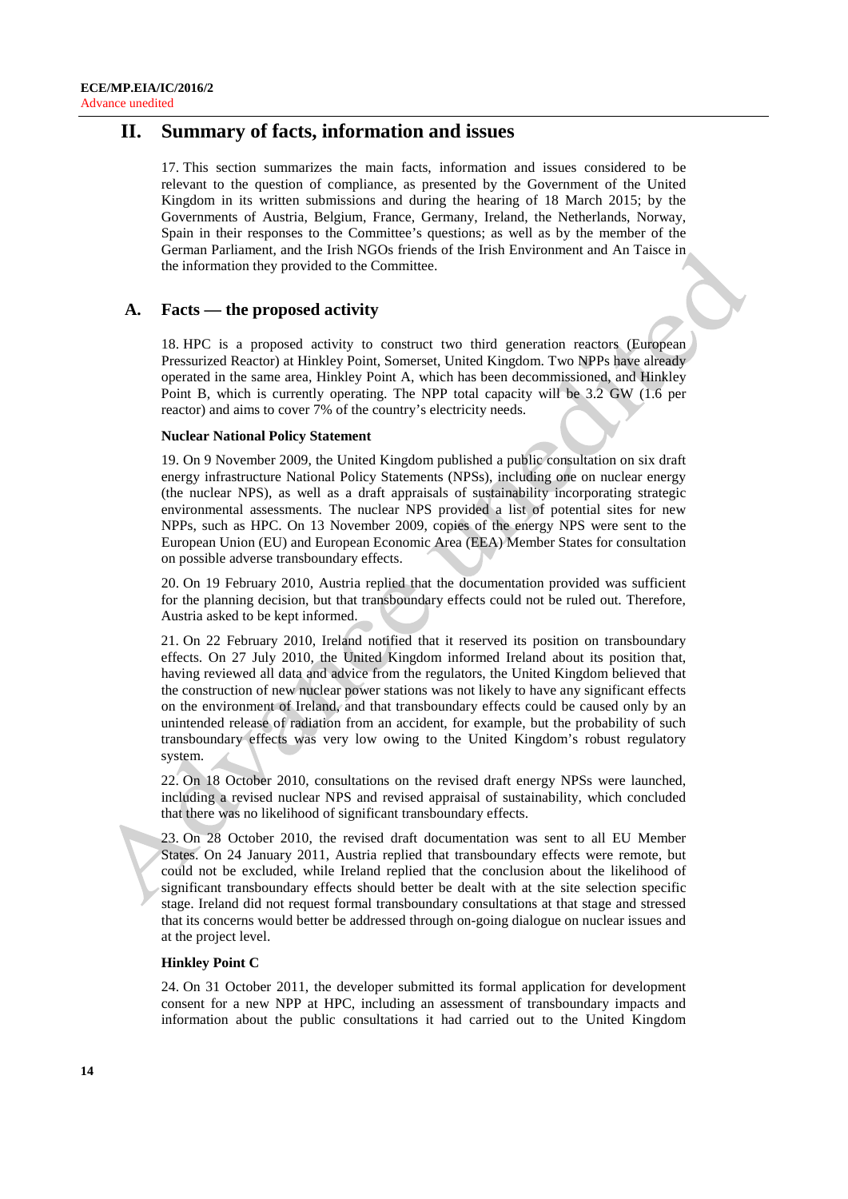## II. Summary of facts, information and issues

17. This section summarizes the main facts, information and issues considered to be relevant to the question of compliance, as presented by the Government of the United Kingdom in its written submissions and during the hearing of 18 March 2015; by the Governments of Austria, Belgium, France, Germany, Ireland, the Netherlands, Norway, Spain in their responses to the Committee's questions; as well as by the member of the German Parliament, and the Irish NGOs friends of the Irish Environment and An Taisce in the information they provided to the Committee.

### A. Facts — the proposed activity

18. HPC is a proposed activity to construct two third generation reactors (European Pressurized Reactor) at Hinkley Point, Somerset, United Kingdom. Two NPPs have already operated in the same area, Hinkley Point A, which has been decommissioned, and Hinkley Point B, which is currently operating. The NPP total capacity will be 3.2 GW (1.6 per reactor) and aims to cover 7% of the country's electricity needs.

#### Nuclear National Policy Statement

19. On 9 November 2009, the United Kingdom published a public consultation on six draft energy infrastructure National Policy Statements (NPSs), including one on nuclear energy (the nuclear NPS), as well as a draft appraisals of sustainability incorporating strategic environmental assessments. The nuclear NPS provided a list of potential sites for new NPPs, such as HPC. On 13 November 2009, copies of the energy NPS were sent to the European Union (EU) and European Economic Area (EEA) Member States for consultation on possible adverse transboundary effects.

20. On 19 February 2010, Austria replied that the documentation provided was sufficient for the planning decision, but that transboundary effects could not be ruled out. Therefore, Austria asked to be kept informed.

21. On 22 February 2010, Ireland notified that it reserved its position on transboundary effects. On 27 July 2010, the United Kingdom informed Ireland about its position that, having reviewed all data and advice from the regulators, the United Kingdom believed that the construction of new nuclear power stations was not likely to have any significant effects on the environment of Ireland, and that transboundary effects could be caused only by an unintended release of radiation from an accident, for example, but the probability of such transboundary effects was very low owing to the United Kingdom's robust regulatory system.

22. On 18 October 2010, consultations on the revised draft energy NPSs were launched, including a revised nuclear NPS and revised appraisal of sustainability, which concluded that there was no likelihood of significant transboundary effects.

23. On 28 October 2010, the revised draft documentation was sent to all EU Member States. On 24 January 2011, Austria replied that transboundary effects were remote, but could not be excluded, while Ireland replied that the conclusion about the likelihood of significant transboundary effects should better be dealt with at the site selection specific stage. Ireland did not request formal transboundary consultations at that stage and stressed that its concerns would better be addressed through on-going dialogue on nuclear issues and at the project level.

#### Hinkley Point C

24. On 31 October 2011, the developer submitted its formal application for development consent for a new NPP at HPC, including an assessment of transboundary impacts and information about the public consultations it had carried out to the United Kingdom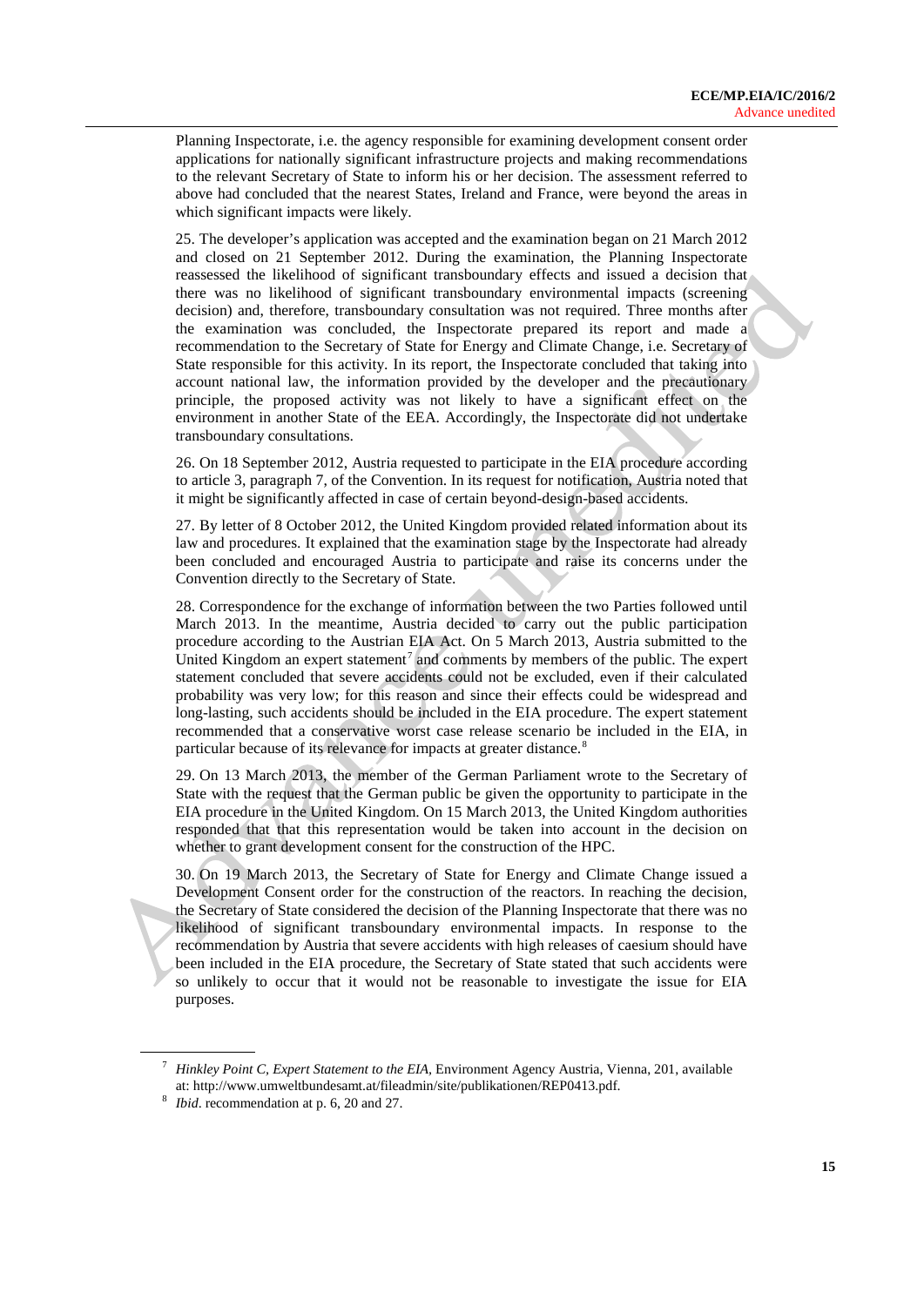Planning Inspectorate, i.e. the agency responsible for examining development consent order applications for nationally significant infrastructure projects and making recommendations to the relevant Secretary of State to inform his or her decision. The assessment referred to above had concluded that the nearest States, Ireland and France, were beyond the areas in which significant impacts were likely.

25. The developer's application was accepted and the examination began on 21 March 2012 and closed on 21 September 2012. During the examination, the Planning Inspectorate reassessed the likelihood of significant transboundary effects and issued a decision that there was no likelihood of significant transboundary environmental impacts (screening decision) and, therefore, transboundary consultation was not required. Three months after the examination was concluded, the Inspectorate prepared its report and made a recommendation to the Secretary of State for Energy and Climate Change, i.e. Secretary of State responsible for this activity. In its report, the Inspectorate concluded that taking into account national law, the information provided by the developer and the precautionary principle, the proposed activity was not likely to have a significant effect on the environment in another State of the EEA. Accordingly, the Inspectorate did not undertake transboundary consultations.

26. On 18 September 2012, Austria requested to participate in the EIA procedure according to article 3, paragraph 7, of the Convention. In its request for notification, Austria noted that it might be significantly affected in case of certain beyond-design-based accidents.

27. By letter of 8 October 2012, the United Kingdom provided related information about its law and procedures. It explained that the examination stage by the Inspectorate had already been concluded and encouraged Austria to participate and raise its concerns under the Convention directly to the Secretary of State.

28. Correspondence for the exchange of information between the two Parties followed until March 2013. In the meantime, Austria decided to carry out the public participation procedure according to the Austrian EIA Act. On 5 March 2013, Austria submitted to the United Kingdom an expert statement[7] and comments by members of the public. The expert statement concluded that severe accidents could not be excluded, even if their calculated probability was very low; for this reason and since their effects could be widespread and long-lasting, such accidents should be included in the EIA procedure. The expert statement recommended that a conservative worst case release scenario be included in the EIA, in particular because of its relevance for impacts at greater distance.[8]

29. On 13 March 2013, the member of the German Parliament wrote to the Secretary of State with the request that the German public be given the opportunity to participate in the EIA procedure in the United Kingdom. On 15 March 2013, the United Kingdom authorities responded that that this representation would be taken into account in the decision on whether to grant development consent for the construction of the HPC.

30. On 19 March 2013, the Secretary of State for Energy and Climate Change issued a Development Consent order for the construction of the reactors. In reaching the decision, the Secretary of State considered the decision of the Planning Inspectorate that there was no likelihood of significant transboundary environmental impacts. In response to the recommendation by Austria that severe accidents with high releases of caesium should have been included in the EIA procedure, the Secretary of State stated that such accidents were so unlikely to occur that it would not be reasonable to investigate the issue for EIA purposes.

---

[7] *Hinkley Point C, Expert Statement to the EIA*, Environment Agency Austria, Vienna, 201, available at: http://www.umweltbundesamt.at/fileadmin/site/publikationen/REP0413.pdf.

[8] *Ibid*. recommendation at p. 6, 20 and 27.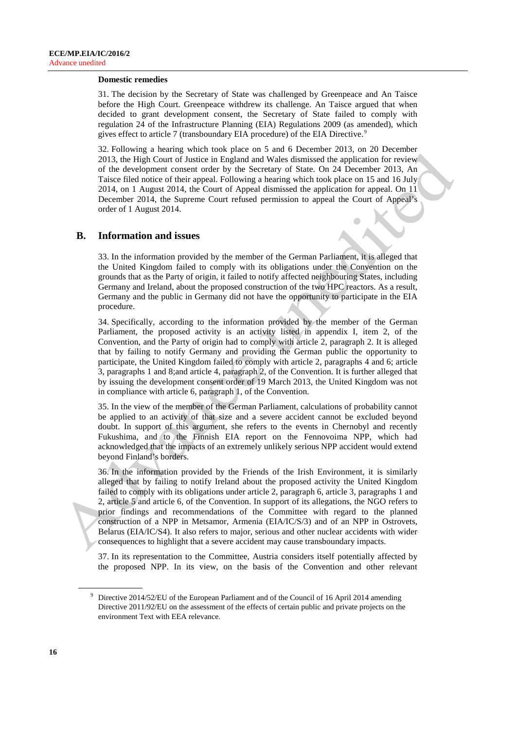**Domestic remedies**

31. The decision by the Secretary of State was challenged by Greenpeace and An Taisce before the High Court. Greenpeace withdrew its challenge. An Taisce argued that when decided to grant development consent, the Secretary of State failed to comply with regulation 24 of the Infrastructure Planning (EIA) Regulations 2009 (as amended), which gives effect to article 7 (transboundary EIA procedure) of the EIA Directive.[9]

32. Following a hearing which took place on 5 and 6 December 2013, on 20 December 2013, the High Court of Justice in England and Wales dismissed the application for review of the development consent order by the Secretary of State. On 24 December 2013, An Taisce filed notice of their appeal. Following a hearing which took place on 15 and 16 July 2014, on 1 August 2014, the Court of Appeal dismissed the application for appeal. On 11 December 2014, the Supreme Court refused permission to appeal the Court of Appeal's order of 1 August 2014.

## B. Information and issues

33. In the information provided by the member of the German Parliament, it is alleged that the United Kingdom failed to comply with its obligations under the Convention on the grounds that as the Party of origin, it failed to notify affected neighbouring States, including Germany and Ireland, about the proposed construction of the two HPC reactors. As a result, Germany and the public in Germany did not have the opportunity to participate in the EIA procedure.

34. Specifically, according to the information provided by the member of the German Parliament, the proposed activity is an activity listed in appendix I, item 2, of the Convention, and the Party of origin had to comply with article 2, paragraph 2. It is alleged that by failing to notify Germany and providing the German public the opportunity to participate, the United Kingdom failed to comply with article 2, paragraphs 4 and 6; article 3, paragraphs 1 and 8;and article 4, paragraph 2, of the Convention. It is further alleged that by issuing the development consent order of 19 March 2013, the United Kingdom was not in compliance with article 6, paragraph 1, of the Convention.

35. In the view of the member of the German Parliament, calculations of probability cannot be applied to an activity of that size and a severe accident cannot be excluded beyond doubt. In support of this argument, she refers to the events in Chernobyl and recently Fukushima, and to the Finnish EIA report on the Fennovoima NPP, which had acknowledged that the impacts of an extremely unlikely serious NPP accident would extend beyond Finland's borders.

36. In the information provided by the Friends of the Irish Environment, it is similarly alleged that by failing to notify Ireland about the proposed activity the United Kingdom failed to comply with its obligations under article 2, paragraph 6, article 3, paragraphs 1 and 2, article 5 and article 6, of the Convention. In support of its allegations, the NGO refers to prior findings and recommendations of the Committee with regard to the planned construction of a NPP in Metsamor, Armenia (EIA/IC/S/3) and of an NPP in Ostrovets, Belarus (EIA/IC/S4). It also refers to major, serious and other nuclear accidents with wider consequences to highlight that a severe accident may cause transboundary impacts.

37. In its representation to the Committee, Austria considers itself potentially affected by the proposed NPP. In its view, on the basis of the Convention and other relevant

[9] Directive 2014/52/EU of the European Parliament and of the Council of 16 April 2014 amending Directive 2011/92/EU on the assessment of the effects of certain public and private projects on the environment Text with EEA relevance.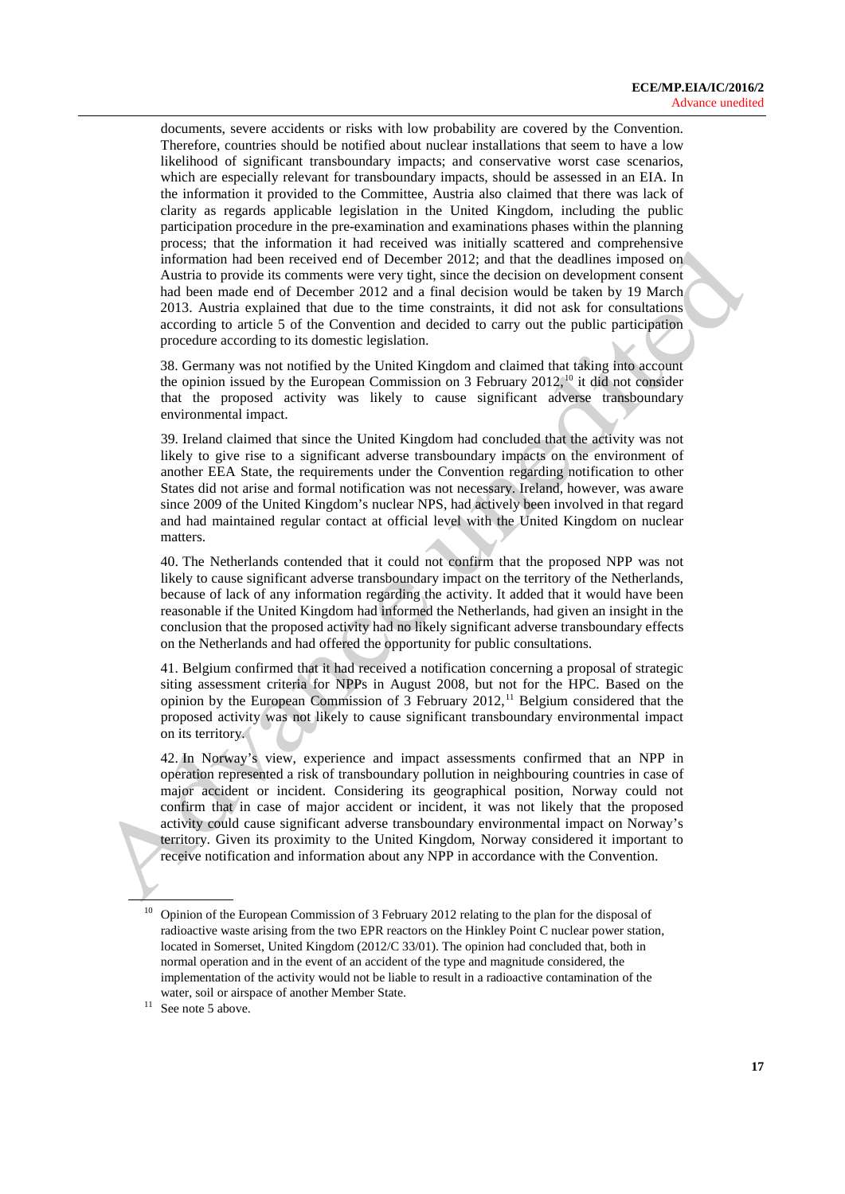documents, severe accidents or risks with low probability are covered by the Convention. Therefore, countries should be notified about nuclear installations that seem to have a low likelihood of significant transboundary impacts; and conservative worst case scenarios, which are especially relevant for transboundary impacts, should be assessed in an EIA. In the information it provided to the Committee, Austria also claimed that there was lack of clarity as regards applicable legislation in the United Kingdom, including the public participation procedure in the pre-examination and examinations phases within the planning process; that the information it had received was initially scattered and comprehensive information had been received end of December 2012; and that the deadlines imposed on Austria to provide its comments were very tight, since the decision on development consent had been made end of December 2012 and a final decision would be taken by 19 March 2013. Austria explained that due to the time constraints, it did not ask for consultations according to article 5 of the Convention and decided to carry out the public participation procedure according to its domestic legislation.

38. Germany was not notified by the United Kingdom and claimed that taking into account the opinion issued by the European Commission on 3 February 2012,[10] it did not consider that the proposed activity was likely to cause significant adverse transboundary environmental impact.

39. Ireland claimed that since the United Kingdom had concluded that the activity was not likely to give rise to a significant adverse transboundary impacts on the environment of another EEA State, the requirements under the Convention regarding notification to other States did not arise and formal notification was not necessary. Ireland, however, was aware since 2009 of the United Kingdom's nuclear NPS, had actively been involved in that regard and had maintained regular contact at official level with the United Kingdom on nuclear matters.

40. The Netherlands contended that it could not confirm that the proposed NPP was not likely to cause significant adverse transboundary impact on the territory of the Netherlands, because of lack of any information regarding the activity. It added that it would have been reasonable if the United Kingdom had informed the Netherlands, had given an insight in the conclusion that the proposed activity had no likely significant adverse transboundary effects on the Netherlands and had offered the opportunity for public consultations.

41. Belgium confirmed that it had received a notification concerning a proposal of strategic siting assessment criteria for NPPs in August 2008, but not for the HPC. Based on the opinion by the European Commission of 3 February 2012,[11] Belgium considered that the proposed activity was not likely to cause significant transboundary environmental impact on its territory.

42. In Norway's view, experience and impact assessments confirmed that an NPP in operation represented a risk of transboundary pollution in neighbouring countries in case of major accident or incident. Considering its geographical position, Norway could not confirm that in case of major accident or incident, it was not likely that the proposed activity could cause significant adverse transboundary environmental impact on Norway's territory. Given its proximity to the United Kingdom, Norway considered it important to receive notification and information about any NPP in accordance with the Convention.

---

[10] Opinion of the European Commission of 3 February 2012 relating to the plan for the disposal of radioactive waste arising from the two EPR reactors on the Hinkley Point C nuclear power station, located in Somerset, United Kingdom (2012/C 33/01). The opinion had concluded that, both in normal operation and in the event of an accident of the type and magnitude considered, the implementation of the activity would not be liable to result in a radioactive contamination of the water, soil or airspace of another Member State.

[11] See note 5 above.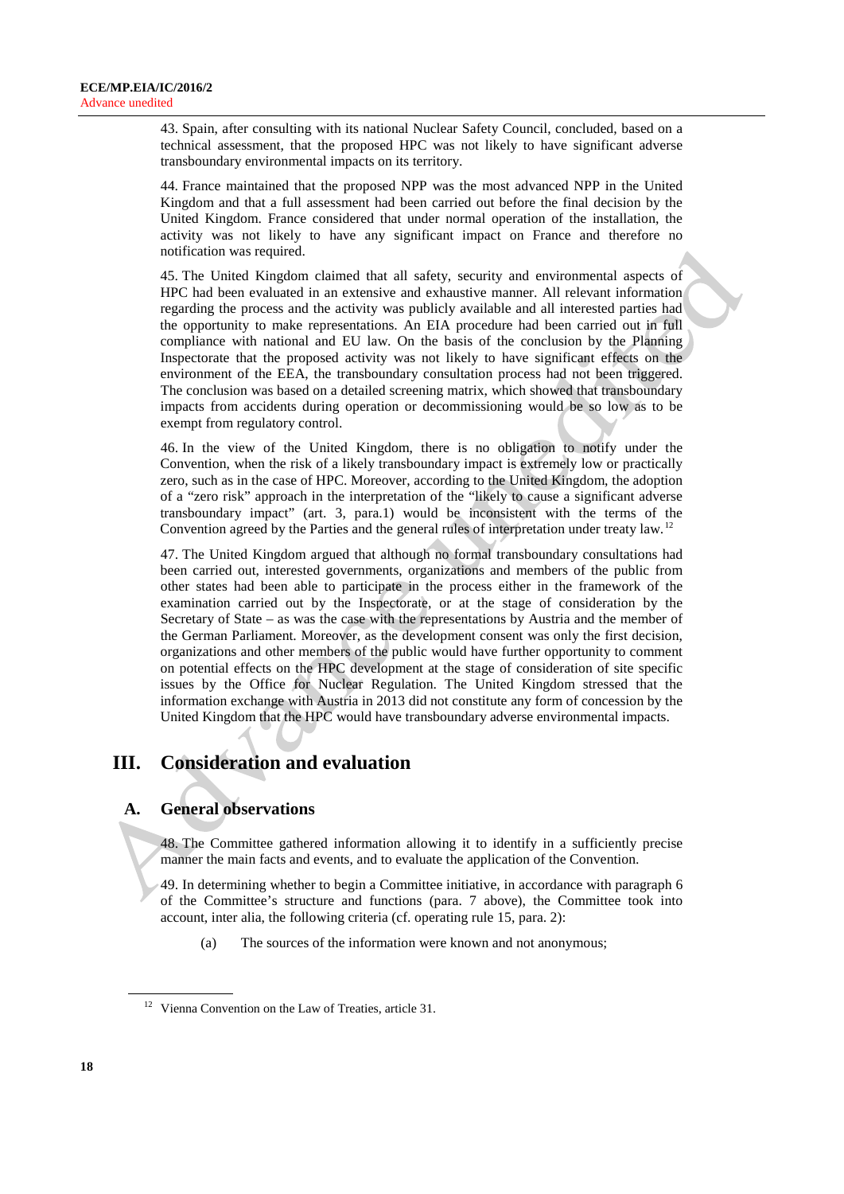43. Spain, after consulting with its national Nuclear Safety Council, concluded, based on a technical assessment, that the proposed HPC was not likely to have significant adverse transboundary environmental impacts on its territory.

44. France maintained that the proposed NPP was the most advanced NPP in the United Kingdom and that a full assessment had been carried out before the final decision by the United Kingdom. France considered that under normal operation of the installation, the activity was not likely to have any significant impact on France and therefore no notification was required.

45. The United Kingdom claimed that all safety, security and environmental aspects of HPC had been evaluated in an extensive and exhaustive manner. All relevant information regarding the process and the activity was publicly available and all interested parties had the opportunity to make representations. An EIA procedure had been carried out in full compliance with national and EU law. On the basis of the conclusion by the Planning Inspectorate that the proposed activity was not likely to have significant effects on the environment of the EEA, the transboundary consultation process had not been triggered. The conclusion was based on a detailed screening matrix, which showed that transboundary impacts from accidents during operation or decommissioning would be so low as to be exempt from regulatory control.

46. In the view of the United Kingdom, there is no obligation to notify under the Convention, when the risk of a likely transboundary impact is extremely low or practically zero, such as in the case of HPC. Moreover, according to the United Kingdom, the adoption of a "zero risk" approach in the interpretation of the "likely to cause a significant adverse transboundary impact" (art. 3, para.1) would be inconsistent with the terms of the Convention agreed by the Parties and the general rules of interpretation under treaty law.[12]

47. The United Kingdom argued that although no formal transboundary consultations had been carried out, interested governments, organizations and members of the public from other states had been able to participate in the process either in the framework of the examination carried out by the Inspectorate, or at the stage of consideration by the Secretary of State – as was the case with the representations by Austria and the member of the German Parliament. Moreover, as the development consent was only the first decision, organizations and other members of the public would have further opportunity to comment on potential effects on the HPC development at the stage of consideration of site specific issues by the Office for Nuclear Regulation. The United Kingdom stressed that the information exchange with Austria in 2013 did not constitute any form of concession by the United Kingdom that the HPC would have transboundary adverse environmental impacts.

## III. Consideration and evaluation

### A. General observations

48. The Committee gathered information allowing it to identify in a sufficiently precise manner the main facts and events, and to evaluate the application of the Convention.

49. In determining whether to begin a Committee initiative, in accordance with paragraph 6 of the Committee's structure and functions (para. 7 above), the Committee took into account, inter alia, the following criteria (cf. operating rule 15, para. 2):

(a) The sources of the information were known and not anonymous;

---

[12] Vienna Convention on the Law of Treaties, article 31.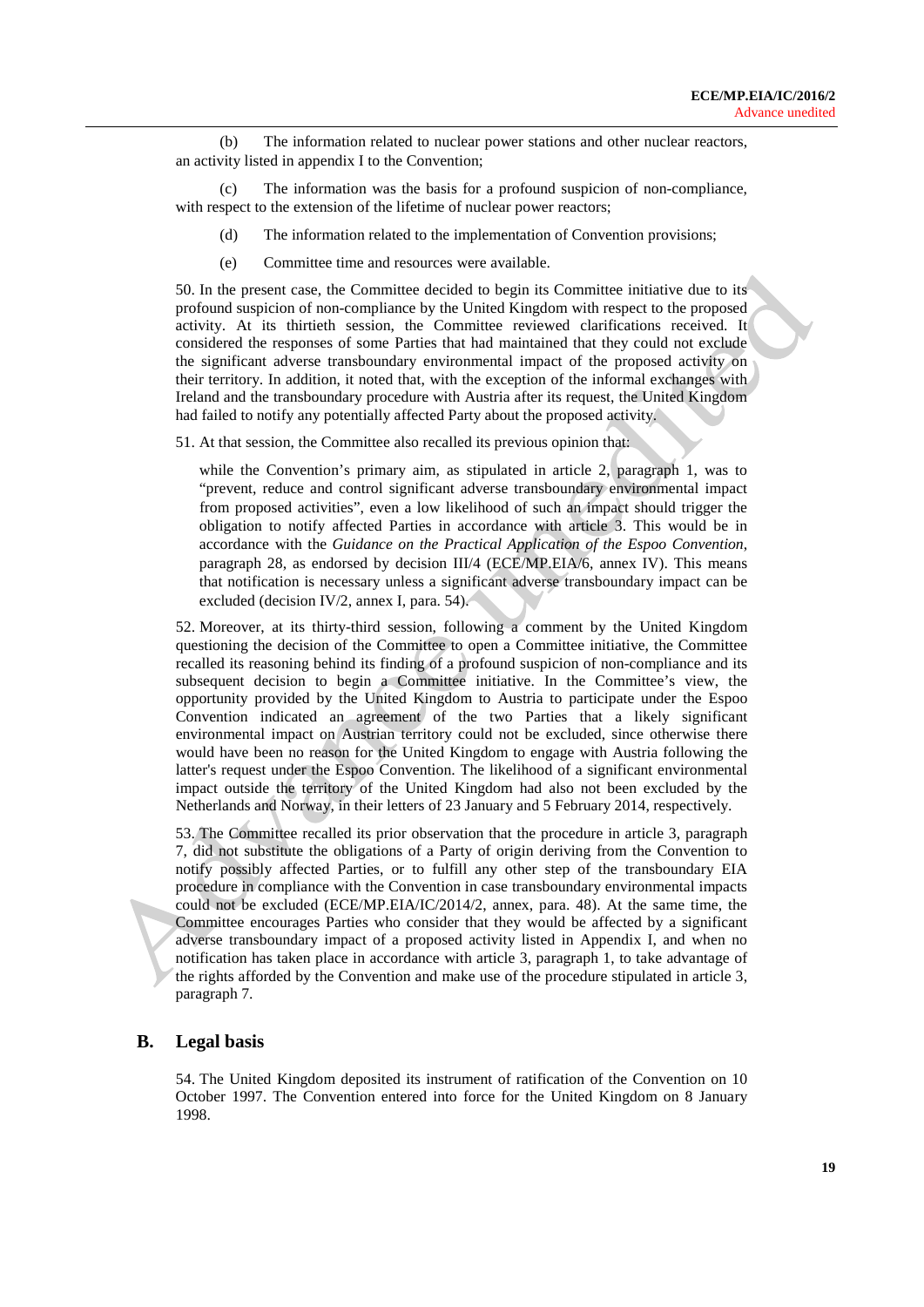(b) The information related to nuclear power stations and other nuclear reactors, an activity listed in appendix I to the Convention;

(c) The information was the basis for a profound suspicion of non-compliance, with respect to the extension of the lifetime of nuclear power reactors;

(d) The information related to the implementation of Convention provisions;

(e) Committee time and resources were available.

50. In the present case, the Committee decided to begin its Committee initiative due to its profound suspicion of non-compliance by the United Kingdom with respect to the proposed activity. At its thirtieth session, the Committee reviewed clarifications received. It considered the responses of some Parties that had maintained that they could not exclude the significant adverse transboundary environmental impact of the proposed activity on their territory. In addition, it noted that, with the exception of the informal exchanges with Ireland and the transboundary procedure with Austria after its request, the United Kingdom had failed to notify any potentially affected Party about the proposed activity.

51. At that session, the Committee also recalled its previous opinion that:

> while the Convention's primary aim, as stipulated in article 2, paragraph 1, was to "prevent, reduce and control significant adverse transboundary environmental impact from proposed activities", even a low likelihood of such an impact should trigger the obligation to notify affected Parties in accordance with article 3. This would be in accordance with the *Guidance on the Practical Application of the Espoo Convention*, paragraph 28, as endorsed by decision III/4 (ECE/MP.EIA/6, annex IV). This means that notification is necessary unless a significant adverse transboundary impact can be excluded (decision IV/2, annex I, para. 54).

52. Moreover, at its thirty-third session, following a comment by the United Kingdom questioning the decision of the Committee to open a Committee initiative, the Committee recalled its reasoning behind its finding of a profound suspicion of non-compliance and its subsequent decision to begin a Committee initiative. In the Committee's view, the opportunity provided by the United Kingdom to Austria to participate under the Espoo Convention indicated an agreement of the two Parties that a likely significant environmental impact on Austrian territory could not be excluded, since otherwise there would have been no reason for the United Kingdom to engage with Austria following the latter's request under the Espoo Convention. The likelihood of a significant environmental impact outside the territory of the United Kingdom had also not been excluded by the Netherlands and Norway, in their letters of 23 January and 5 February 2014, respectively.

53. The Committee recalled its prior observation that the procedure in article 3, paragraph 7, did not substitute the obligations of a Party of origin deriving from the Convention to notify possibly affected Parties, or to fulfill any other step of the transboundary EIA procedure in compliance with the Convention in case transboundary environmental impacts could not be excluded (ECE/MP.EIA/IC/2014/2, annex, para. 48). At the same time, the Committee encourages Parties who consider that they would be affected by a significant adverse transboundary impact of a proposed activity listed in Appendix I, and when no notification has taken place in accordance with article 3, paragraph 1, to take advantage of the rights afforded by the Convention and make use of the procedure stipulated in article 3, paragraph 7.

## B. Legal basis

54. The United Kingdom deposited its instrument of ratification of the Convention on 10 October 1997. The Convention entered into force for the United Kingdom on 8 January 1998.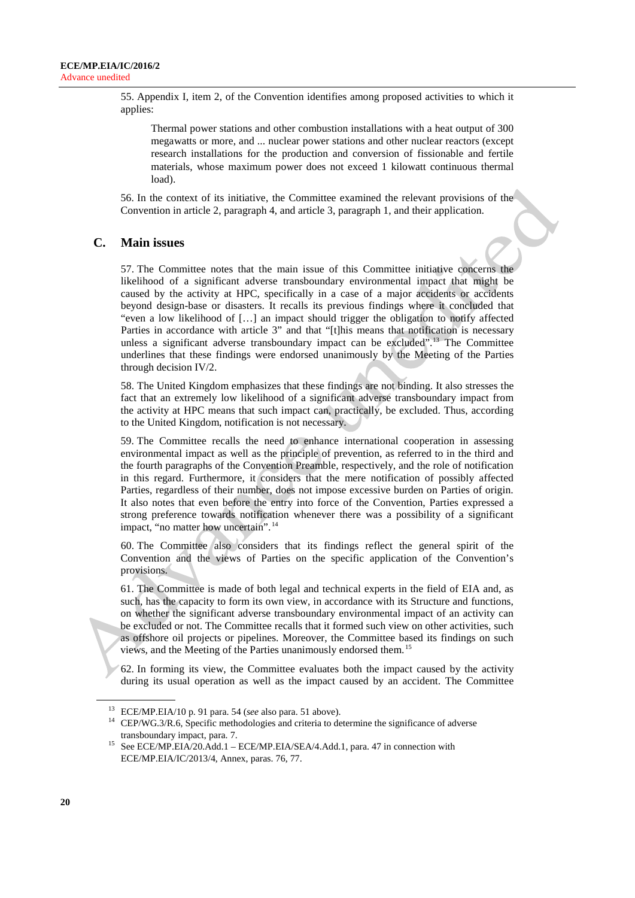55. Appendix I, item 2, of the Convention identifies among proposed activities to which it applies:

> Thermal power stations and other combustion installations with a heat output of 300 megawatts or more, and ... nuclear power stations and other nuclear reactors (except research installations for the production and conversion of fissionable and fertile materials, whose maximum power does not exceed 1 kilowatt continuous thermal load).

56. In the context of its initiative, the Committee examined the relevant provisions of the Convention in article 2, paragraph 4, and article 3, paragraph 1, and their application.

## C. Main issues

57. The Committee notes that the main issue of this Committee initiative concerns the likelihood of a significant adverse transboundary environmental impact that might be caused by the activity at HPC, specifically in a case of a major accidents or accidents beyond design-base or disasters. It recalls its previous findings where it concluded that "even a low likelihood of […] an impact should trigger the obligation to notify affected Parties in accordance with article 3" and that "[t]his means that notification is necessary unless a significant adverse transboundary impact can be excluded".[13] The Committee underlines that these findings were endorsed unanimously by the Meeting of the Parties through decision IV/2.

58. The United Kingdom emphasizes that these findings are not binding. It also stresses the fact that an extremely low likelihood of a significant adverse transboundary impact from the activity at HPC means that such impact can, practically, be excluded. Thus, according to the United Kingdom, notification is not necessary.

59. The Committee recalls the need to enhance international cooperation in assessing environmental impact as well as the principle of prevention, as referred to in the third and the fourth paragraphs of the Convention Preamble, respectively, and the role of notification in this regard. Furthermore, it considers that the mere notification of possibly affected Parties, regardless of their number, does not impose excessive burden on Parties of origin. It also notes that even before the entry into force of the Convention, Parties expressed a strong preference towards notification whenever there was a possibility of a significant impact, "no matter how uncertain".[14]

60. The Committee also considers that its findings reflect the general spirit of the Convention and the views of Parties on the specific application of the Convention's provisions.

61. The Committee is made of both legal and technical experts in the field of EIA and, as such, has the capacity to form its own view, in accordance with its Structure and functions, on whether the significant adverse transboundary environmental impact of an activity can be excluded or not. The Committee recalls that it formed such view on other activities, such as offshore oil projects or pipelines. Moreover, the Committee based its findings on such views, and the Meeting of the Parties unanimously endorsed them.[15]

62. In forming its view, the Committee evaluates both the impact caused by the activity during its usual operation as well as the impact caused by an accident. The Committee

---

[13] ECE/MP.EIA/10 p. 91 para. 54 (*see* also para. 51 above).

[14] CEP/WG.3/R.6, Specific methodologies and criteria to determine the significance of adverse transboundary impact, para. 7.

[15] See ECE/MP.EIA/20.Add.1 – ECE/MP.EIA/SEA/4.Add.1, para. 47 in connection with ECE/MP.EIA/IC/2013/4, Annex, paras. 76, 77.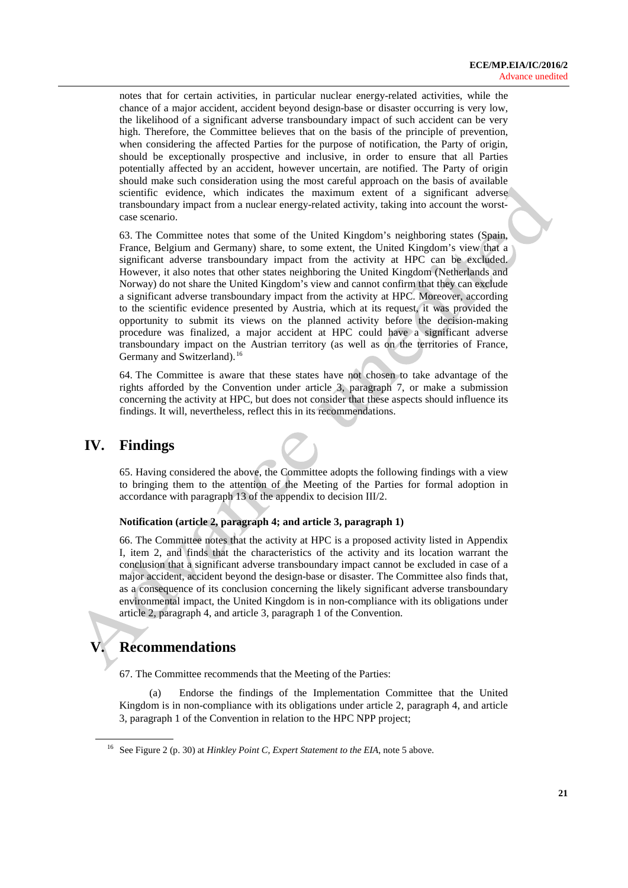notes that for certain activities, in particular nuclear energy-related activities, while the chance of a major accident, accident beyond design-base or disaster occurring is very low, the likelihood of a significant adverse transboundary impact of such accident can be very high. Therefore, the Committee believes that on the basis of the principle of prevention, when considering the affected Parties for the purpose of notification, the Party of origin, should be exceptionally prospective and inclusive, in order to ensure that all Parties potentially affected by an accident, however uncertain, are notified. The Party of origin should make such consideration using the most careful approach on the basis of available scientific evidence, which indicates the maximum extent of a significant adverse transboundary impact from a nuclear energy-related activity, taking into account the worst-case scenario.

63. The Committee notes that some of the United Kingdom's neighboring states (Spain, France, Belgium and Germany) share, to some extent, the United Kingdom's view that a significant adverse transboundary impact from the activity at HPC can be excluded. However, it also notes that other states neighboring the United Kingdom (Netherlands and Norway) do not share the United Kingdom's view and cannot confirm that they can exclude a significant adverse transboundary impact from the activity at HPC. Moreover, according to the scientific evidence presented by Austria, which at its request, it was provided the opportunity to submit its views on the planned activity before the decision-making procedure was finalized, a major accident at HPC could have a significant adverse transboundary impact on the Austrian territory (as well as on the territories of France, Germany and Switzerland).[16]

64. The Committee is aware that these states have not chosen to take advantage of the rights afforded by the Convention under article 3, paragraph 7, or make a submission concerning the activity at HPC, but does not consider that these aspects should influence its findings. It will, nevertheless, reflect this in its recommendations.

# IV. Findings

65. Having considered the above, the Committee adopts the following findings with a view to bringing them to the attention of the Meeting of the Parties for formal adoption in accordance with paragraph 13 of the appendix to decision III/2.

### Notification (article 2, paragraph 4; and article 3, paragraph 1)

66. The Committee notes that the activity at HPC is a proposed activity listed in Appendix I, item 2, and finds that the characteristics of the activity and its location warrant the conclusion that a significant adverse transboundary impact cannot be excluded in case of a major accident, accident beyond the design-base or disaster. The Committee also finds that, as a consequence of its conclusion concerning the likely significant adverse transboundary environmental impact, the United Kingdom is in non-compliance with its obligations under article 2, paragraph 4, and article 3, paragraph 1 of the Convention.

# V. Recommendations

67. The Committee recommends that the Meeting of the Parties:

(a) Endorse the findings of the Implementation Committee that the United Kingdom is in non-compliance with its obligations under article 2, paragraph 4, and article 3, paragraph 1 of the Convention in relation to the HPC NPP project;

[16] See Figure 2 (p. 30) at *Hinkley Point C, Expert Statement to the EIA*, note 5 above.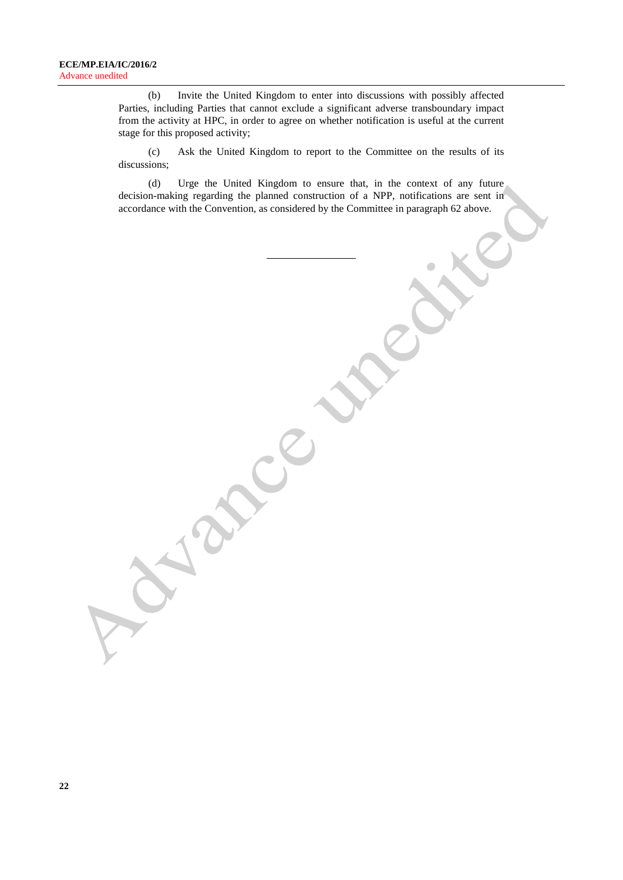(b) Invite the United Kingdom to enter into discussions with possibly affected Parties, including Parties that cannot exclude a significant adverse transboundary impact from the activity at HPC, in order to agree on whether notification is useful at the current stage for this proposed activity;

(c) Ask the United Kingdom to report to the Committee on the results of its discussions;

(d) Urge the United Kingdom to ensure that, in the context of any future decision-making regarding the planned construction of a NPP, notifications are sent in accordance with the Convention, as considered by the Committee in paragraph 62 above.